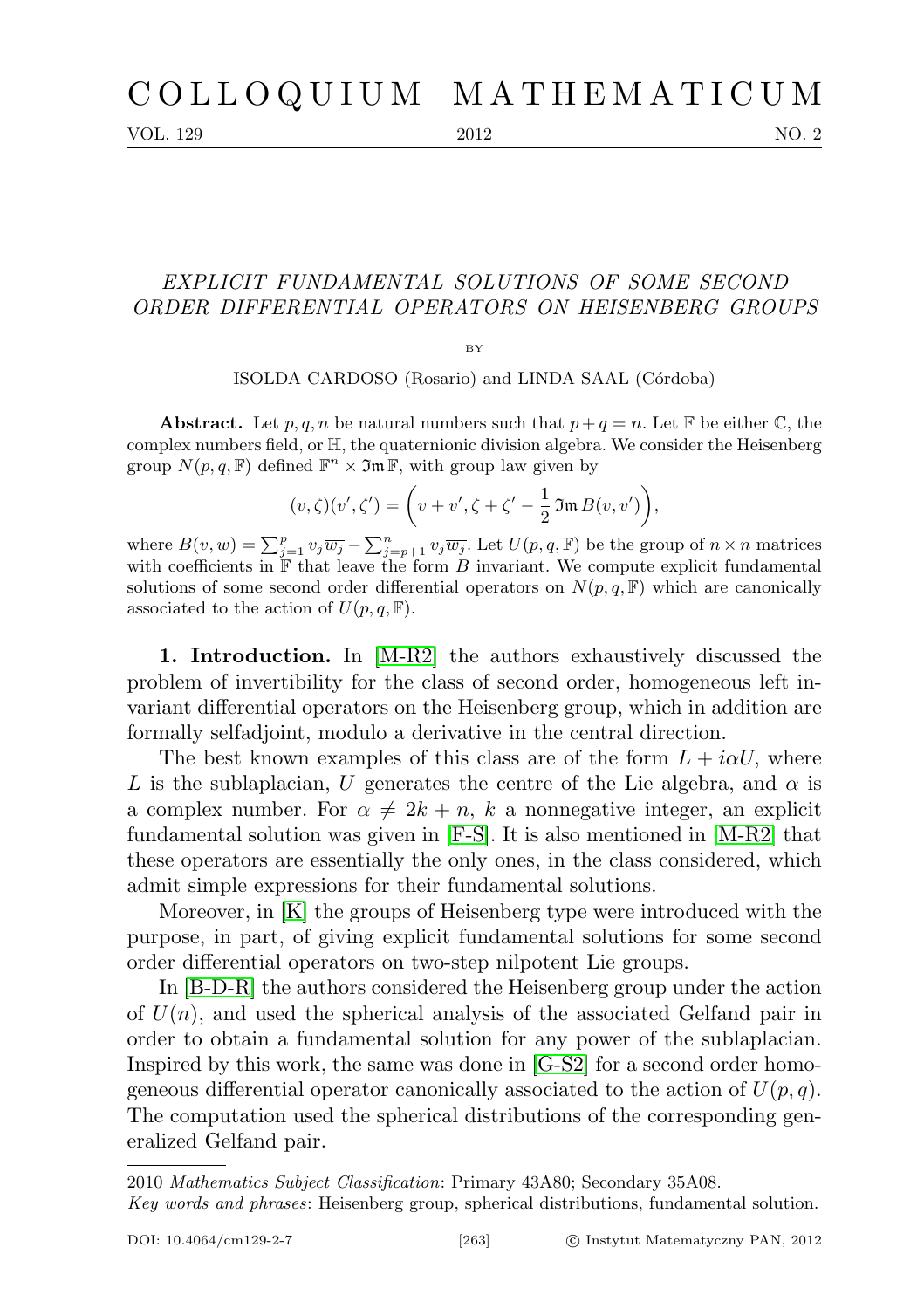# COLLOQUIUM MATHEMATICUM

## EXPLICIT FUNDAMENTAL SOLUTIONS OF SOME SECOND ORDER DIFFERENTIAL OPERATORS ON HEISENBERG GROUPS

BY

ISOLDA CARDOSO (Rosario) and LINDA SAAL (Córdoba)

**Abstract.** Let $p, q, n$ be natural numbers such that $p+q=n$. Let $\mathbb{F}$ be either $\mathbb{C}$, the complex numbers field, or $\mathbb{H}$, the quaternionic division algebra. We consider the Heisenberg group $N(p,q,\mathbb{F})$ defined $\mathbb{F}^n \times \mathfrak{Im}\,\mathbb{F}$, with group law given by

$$(v,\zeta)(v',\zeta') = \left(v+v', \zeta+\zeta' - \frac{1}{2}\,\mathfrak{Im}\,B(v,v')\right),$$

where $B(v,w) = \sum_{j=1}^{p} v_j \overline{w_j} - \sum_{j=p+1}^{n} v_j \overline{w_j}$. Let $U(p,q,\mathbb{F})$ be the group of $n \times n$ matrices with coefficients in $\mathbb{F}$ that leave the form $B$ invariant. We compute explicit fundamental solutions of some second order differential operators on $N(p,q,\mathbb{F})$ which are canonically associated to the action of $U(p,q,\mathbb{F})$.

**1. Introduction.** In [M-R2] the authors exhaustively discussed the problem of invertibility for the class of second order, homogeneous left invariant differential operators on the Heisenberg group, which in addition are formally selfadjoint, modulo a derivative in the central direction.

The best known examples of this class are of the form $L + i\alpha U$, where $L$ is the sublaplacian, $U$ generates the centre of the Lie algebra, and $\alpha$ is a complex number. For $\alpha \neq 2k+n$, $k$ a nonnegative integer, an explicit fundamental solution was given in [F-S]. It is also mentioned in [M-R2] that these operators are essentially the only ones, in the class considered, which admit simple expressions for their fundamental solutions.

Moreover, in [K] the groups of Heisenberg type were introduced with the purpose, in part, of giving explicit fundamental solutions for some second order differential operators on two-step nilpotent Lie groups.

In [B-D-R] the authors considered the Heisenberg group under the action of $U(n)$, and used the spherical analysis of the associated Gelfand pair in order to obtain a fundamental solution for any power of the sublaplacian. Inspired by this work, the same was done in [G-S2] for a second order homogeneous differential operator canonically associated to the action of $U(p,q)$. The computation used the spherical distributions of the corresponding generalized Gelfand pair.

2010 *Mathematics Subject Classification*: Primary 43A80; Secondary 35A08.

*Key words and phrases*: Heisenberg group, spherical distributions, fundamental solution.

DOI: 10.4064/cm129-2-7 © Instytut Matematyczny PAN, 2012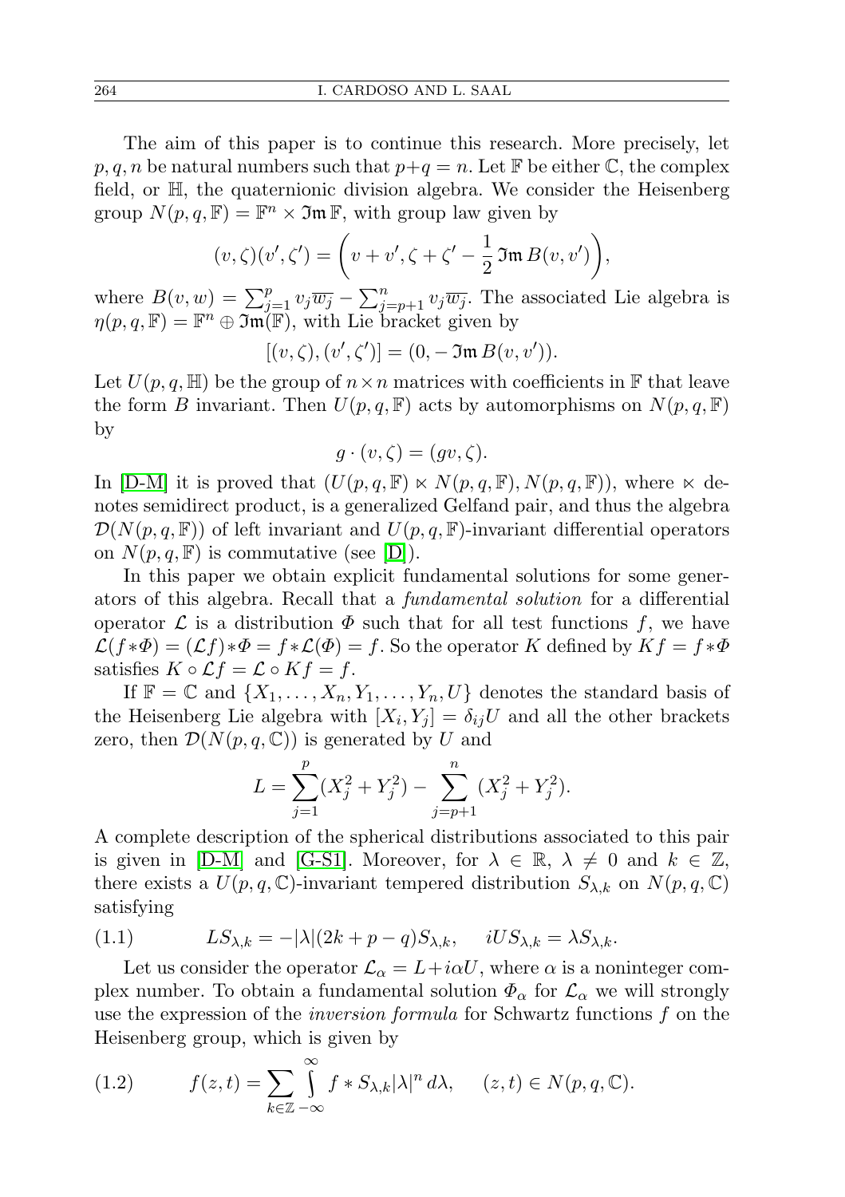The aim of this paper is to continue this research. More precisely, let $p, q, n$ be natural numbers such that $p+q=n$. Let $\mathbb{F}$ be either $\mathbb{C}$, the complex field, or $\mathbb{H}$, the quaternionic division algebra. We consider the Heisenberg group $N(p,q,\mathbb{F}) = \mathbb{F}^n \times \mathfrak{Im}\,\mathbb{F}$, with group law given by

$$(v,\zeta)(v',\zeta') = \left(v+v', \zeta+\zeta' - \frac{1}{2}\,\mathfrak{Im}\,B(v,v')\right),$$

where $B(v,w) = \sum_{j=1}^{p} v_j \overline{w_j} - \sum_{j=p+1}^{n} v_j \overline{w_j}$. The associated Lie algebra is $\eta(p,q,\mathbb{F}) = \mathbb{F}^n \oplus \mathfrak{Im}(\mathbb{F})$, with Lie bracket given by

$$[(v,\zeta),(v',\zeta')] = (0, -\,\mathfrak{Im}\,B(v,v')).$$

Let $U(p,q,\mathbb{H})$ be the group of $n\times n$ matrices with coefficients in $\mathbb{F}$ that leave the form $B$ invariant. Then $U(p,q,\mathbb{F})$ acts by automorphisms on $N(p,q,\mathbb{F})$ by

$$g\cdot(v,\zeta) = (gv,\zeta).$$

In [D-M] it is proved that $(U(p,q,\mathbb{F}) \ltimes N(p,q,\mathbb{F}), N(p,q,\mathbb{F}))$, where $\ltimes$ denotes semidirect product, is a generalized Gelfand pair, and thus the algebra $\mathcal{D}(N(p,q,\mathbb{F}))$ of left invariant and $U(p,q,\mathbb{F})$-invariant differential operators on $N(p,q,\mathbb{F})$ is commutative (see [D]).

In this paper we obtain explicit fundamental solutions for some generators of this algebra. Recall that a *fundamental solution* for a differential operator $\mathcal{L}$ is a distribution $\Phi$ such that for all test functions $f$, we have $\mathcal{L}(f*\Phi) = (\mathcal{L}f)*\Phi = f*\mathcal{L}(\Phi) = f$. So the operator $K$ defined by $Kf = f*\Phi$ satisfies $K\circ\mathcal{L}f = \mathcal{L}\circ Kf = f$.

If $\mathbb{F}=\mathbb{C}$ and $\{X_1,\dots,X_n,Y_1,\dots,Y_n,U\}$ denotes the standard basis of the Heisenberg Lie algebra with $[X_i,Y_j] = \delta_{ij}U$ and all the other brackets zero, then $\mathcal{D}(N(p,q,\mathbb{C}))$ is generated by $U$ and

$$L = \sum_{j=1}^{p}(X_j^2+Y_j^2) - \sum_{j=p+1}^{n}(X_j^2+Y_j^2).$$

A complete description of the spherical distributions associated to this pair is given in [D-M] and [G-S1]. Moreover, for $\lambda\in\mathbb{R}$, $\lambda\neq 0$ and $k\in\mathbb{Z}$, there exists a $U(p,q,\mathbb{C})$-invariant tempered distribution $S_{\lambda,k}$ on $N(p,q,\mathbb{C})$ satisfying

$$LS_{\lambda,k} = -|\lambda|(2k+p-q)S_{\lambda,k}, \qquad iUS_{\lambda,k} = \lambda S_{\lambda,k}. \tag{1.1}$$

Let us consider the operator $\mathcal{L}_\alpha = L + i\alpha U$, where $\alpha$ is a noninteger complex number. To obtain a fundamental solution $\Phi_\alpha$ for $\mathcal{L}_\alpha$ we will strongly use the expression of the *inversion formula* for Schwartz functions $f$ on the Heisenberg group, which is given by

$$f(z,t) = \sum_{k\in\mathbb{Z}} \int_{-\infty}^{\infty} f*S_{\lambda,k}|\lambda|^n\,d\lambda, \qquad (z,t)\in N(p,q,\mathbb{C}). \tag{1.2}$$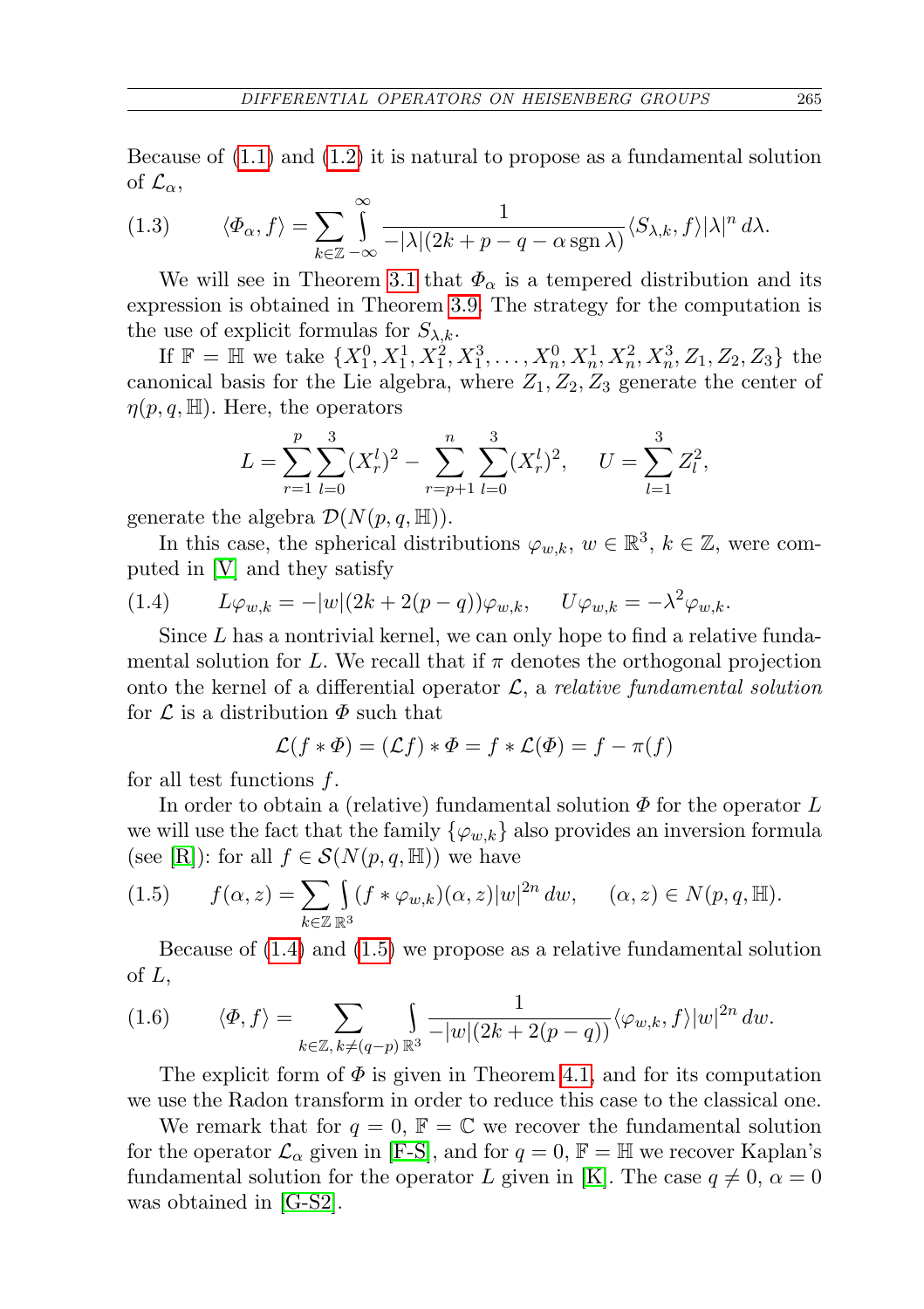Because of (1.1) and (1.2) it is natural to propose as a fundamental solution of $\mathcal{L}_\alpha$,

$$\langle \varPhi_\alpha, f\rangle = \sum_{k\in\mathbb{Z}} \int_{-\infty}^{\infty} \frac{1}{-|\lambda|(2k+p-q-\alpha \operatorname{sgn}\lambda)} \langle S_{\lambda,k}, f\rangle |\lambda|^n \, d\lambda. \tag{1.3}$$

We will see in Theorem 3.1 that $\varPhi_\alpha$ is a tempered distribution and its expression is obtained in Theorem 3.9. The strategy for the computation is the use of explicit formulas for $S_{\lambda,k}$.

If $\mathbb{F} = \mathbb{H}$ we take $\{X_1^0, X_1^1, X_1^2, X_1^3, \ldots, X_n^0, X_n^1, X_n^2, X_n^3, Z_1, Z_2, Z_3\}$ the canonical basis for the Lie algebra, where $Z_1, Z_2, Z_3$ generate the center of $\eta(p,q,\mathbb{H})$. Here, the operators

$$L = \sum_{r=1}^{p}\sum_{l=0}^{3} (X_r^l)^2 - \sum_{r=p+1}^{n}\sum_{l=0}^{3} (X_r^l)^2, \qquad U = \sum_{l=1}^{3} Z_l^2,$$

generate the algebra $\mathcal{D}(N(p,q,\mathbb{H}))$.

In this case, the spherical distributions $\varphi_{w,k}$, $w \in \mathbb{R}^3$, $k \in \mathbb{Z}$, were computed in [V] and they satisfy

$$L\varphi_{w,k} = -|w|(2k+2(p-q))\varphi_{w,k}, \qquad U\varphi_{w,k} = -\lambda^2 \varphi_{w,k}. \tag{1.4}$$

Since $L$ has a nontrivial kernel, we can only hope to find a relative fundamental solution for $L$. We recall that if $\pi$ denotes the orthogonal projection onto the kernel of a differential operator $\mathcal{L}$, a *relative fundamental solution* for $\mathcal{L}$ is a distribution $\varPhi$ such that

$$\mathcal{L}(f * \varPhi) = (\mathcal{L}f) * \varPhi = f * \mathcal{L}(\varPhi) = f - \pi(f)$$

for all test functions $f$.

In order to obtain a (relative) fundamental solution $\varPhi$ for the operator $L$ we will use the fact that the family $\{\varphi_{w,k}\}$ also provides an inversion formula (see [R]): for all $f \in \mathcal{S}(N(p,q,\mathbb{H}))$ we have

$$f(\alpha, z) = \sum_{k\in\mathbb{Z}} \int_{\mathbb{R}^3} (f * \varphi_{w,k})(\alpha, z) |w|^{2n} \, dw, \qquad (\alpha, z) \in N(p,q,\mathbb{H}). \tag{1.5}$$

Because of (1.4) and (1.5) we propose as a relative fundamental solution of $L$,

$$\langle \varPhi, f\rangle = \sum_{k\in\mathbb{Z},\, k\neq(q-p)} \int_{\mathbb{R}^3} \frac{1}{-|w|(2k+2(p-q))} \langle \varphi_{w,k}, f\rangle |w|^{2n} \, dw. \tag{1.6}$$

The explicit form of $\varPhi$ is given in Theorem 4.1, and for its computation we use the Radon transform in order to reduce this case to the classical one.

We remark that for $q = 0$, $\mathbb{F} = \mathbb{C}$ we recover the fundamental solution for the operator $\mathcal{L}_\alpha$ given in [F-S], and for $q = 0$, $\mathbb{F} = \mathbb{H}$ we recover Kaplan's fundamental solution for the operator $L$ given in [K]. The case $q \neq 0$, $\alpha = 0$ was obtained in [G-S2].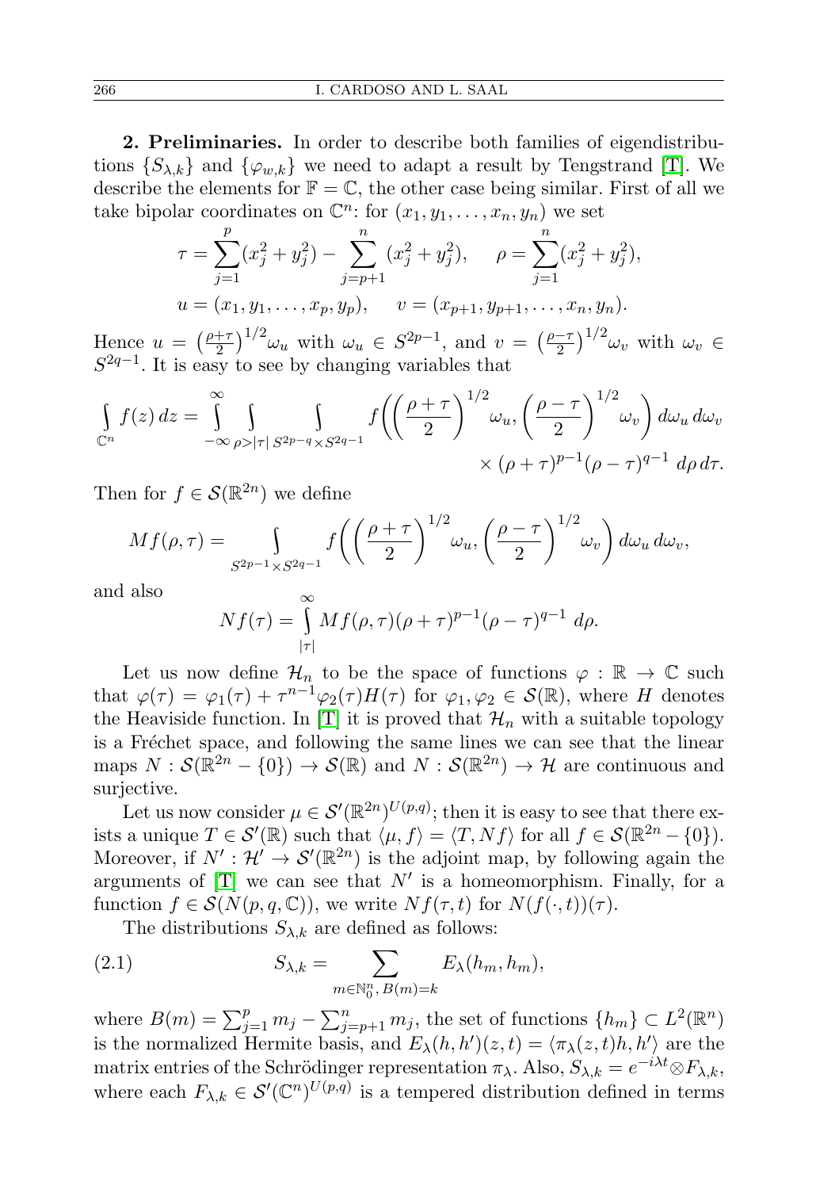**2. Preliminaries.** In order to describe both families of eigendistributions $\{S_{\lambda,k}\}$ and $\{\varphi_{w,k}\}$ we need to adapt a result by Tengstrand [T]. We describe the elements for $\mathbb{F} = \mathbb{C}$, the other case being similar. First of all we take bipolar coordinates on $\mathbb{C}^n$: for $(x_1, y_1, \ldots, x_n, y_n)$ we set

$$\tau = \sum_{j=1}^{p}(x_j^2 + y_j^2) - \sum_{j=p+1}^{n}(x_j^2 + y_j^2), \qquad \rho = \sum_{j=1}^{n}(x_j^2 + y_j^2),$$

$$u = (x_1, y_1, \ldots, x_p, y_p), \qquad v = (x_{p+1}, y_{p+1}, \ldots, x_n, y_n).$$

Hence $u = \left(\frac{\rho+\tau}{2}\right)^{1/2}\omega_u$ with $\omega_u \in S^{2p-1}$, and $v = \left(\frac{\rho-\tau}{2}\right)^{1/2}\omega_v$ with $\omega_v \in S^{2q-1}$. It is easy to see by changing variables that

$$\int_{\mathbb{C}^n} f(z)\,dz = \int_{-\infty}^{\infty} \int_{\rho>|\tau|} \int_{S^{2p-q}\times S^{2q-1}} f\left(\left(\frac{\rho+\tau}{2}\right)^{1/2}\omega_u, \left(\frac{\rho-\tau}{2}\right)^{1/2}\omega_v\right) d\omega_u\, d\omega_v \times (\rho+\tau)^{p-1}(\rho-\tau)^{q-1}\, d\rho\, d\tau.$$

Then for $f \in \mathcal{S}(\mathbb{R}^{2n})$ we define

$$Mf(\rho,\tau) = \int_{S^{2p-1}\times S^{2q-1}} f\left(\left(\frac{\rho+\tau}{2}\right)^{1/2}\omega_u, \left(\frac{\rho-\tau}{2}\right)^{1/2}\omega_v\right) d\omega_u\, d\omega_v,$$

and also

$$Nf(\tau) = \int_{|\tau|}^{\infty} Mf(\rho,\tau)(\rho+\tau)^{p-1}(\rho-\tau)^{q-1}\, d\rho.$$

Let us now define $\mathcal{H}_n$ to be the space of functions $\varphi : \mathbb{R} \to \mathbb{C}$ such that $\varphi(\tau) = \varphi_1(\tau) + \tau^{n-1}\varphi_2(\tau)H(\tau)$ for $\varphi_1, \varphi_2 \in \mathcal{S}(\mathbb{R})$, where $H$ denotes the Heaviside function. In [T] it is proved that $\mathcal{H}_n$ with a suitable topology is a Fréchet space, and following the same lines we can see that the linear maps $N : \mathcal{S}(\mathbb{R}^{2n} - \{0\}) \to \mathcal{S}(\mathbb{R})$ and $N : \mathcal{S}(\mathbb{R}^{2n}) \to \mathcal{H}$ are continuous and surjective.

Let us now consider $\mu \in \mathcal{S}'(\mathbb{R}^{2n})^{U(p,q)}$; then it is easy to see that there exists a unique $T \in \mathcal{S}'(\mathbb{R})$ such that $\langle \mu, f\rangle = \langle T, Nf\rangle$ for all $f \in \mathcal{S}(\mathbb{R}^{2n} - \{0\})$. Moreover, if $N' : \mathcal{H}' \to \mathcal{S}'(\mathbb{R}^{2n})$ is the adjoint map, by following again the arguments of [T] we can see that $N'$ is a homeomorphism. Finally, for a function $f \in \mathcal{S}(N(p,q,\mathbb{C}))$, we write $Nf(\tau,t)$ for $N(f(\cdot,t))(\tau)$.

The distributions $S_{\lambda,k}$ are defined as follows:

$$S_{\lambda,k} = \sum_{m\in\mathbb{N}_0^n,\, B(m)=k} E_\lambda(h_m, h_m), \tag{2.1}$$

where $B(m) = \sum_{j=1}^{p} m_j - \sum_{j=p+1}^{n} m_j$, the set of functions $\{h_m\} \subset L^2(\mathbb{R}^n)$ is the normalized Hermite basis, and $E_\lambda(h,h')(z,t) = \langle \pi_\lambda(z,t)h, h'\rangle$ are the matrix entries of the Schrödinger representation $\pi_\lambda$. Also, $S_{\lambda,k} = e^{-i\lambda t}\otimes F_{\lambda,k}$, where each $F_{\lambda,k} \in \mathcal{S}'(\mathbb{C}^n)^{U(p,q)}$ is a tempered distribution defined in terms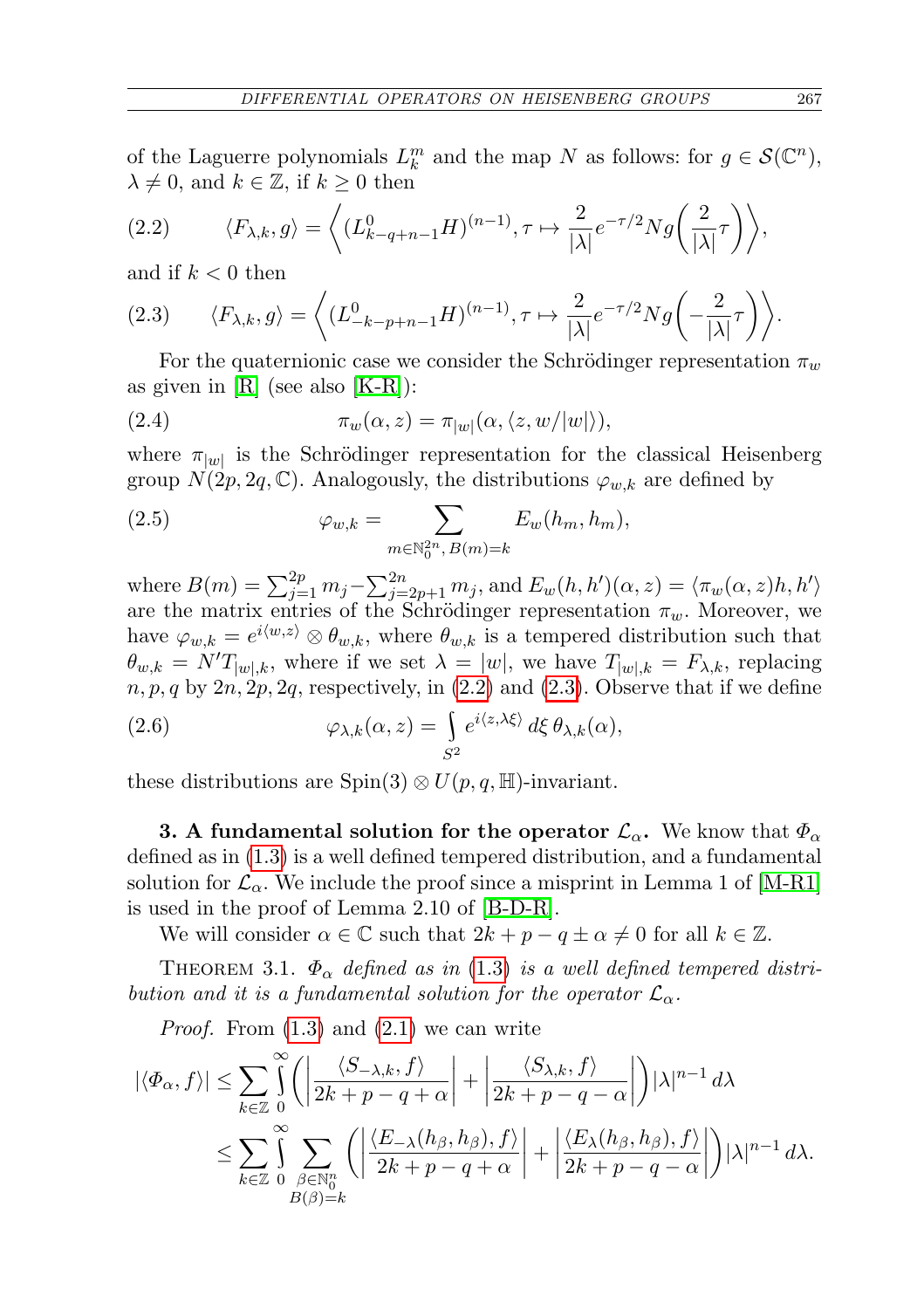of the Laguerre polynomials $L_k^m$ and the map $N$ as follows: for $g \in \mathcal{S}(\mathbb{C}^n)$, $\lambda \neq 0$, and $k \in \mathbb{Z}$, if $k \geq 0$ then

$$\langle F_{\lambda,k}, g\rangle = \left\langle (L^0_{k-q+n-1}H)^{(n-1)}, \tau \mapsto \frac{2}{|\lambda|} e^{-\tau/2} Ng\left(\frac{2}{|\lambda|}\tau\right)\right\rangle, \tag{2.2}$$

and if $k < 0$ then

$$\langle F_{\lambda,k}, g\rangle = \left\langle (L^0_{-k-p+n-1}H)^{(n-1)}, \tau \mapsto \frac{2}{|\lambda|} e^{-\tau/2} Ng\left(-\frac{2}{|\lambda|}\tau\right)\right\rangle. \tag{2.3}$$

For the quaternionic case we consider the Schrödinger representation $\pi_w$ as given in [R] (see also [K-R]):

$$\pi_w(\alpha, z) = \pi_{|w|}(\alpha, \langle z, w/|w|\rangle), \tag{2.4}$$

where $\pi_{|w|}$ is the Schrödinger representation for the classical Heisenberg group $N(2p, 2q, \mathbb{C})$. Analogously, the distributions $\varphi_{w,k}$ are defined by

$$\varphi_{w,k} = \sum_{m \in \mathbb{N}_0^{2n},\, B(m)=k} E_w(h_m, h_m), \tag{2.5}$$

where $B(m) = \sum_{j=1}^{2p} m_j - \sum_{j=2p+1}^{2n} m_j$, and $E_w(h, h')(\alpha, z) = \langle \pi_w(\alpha, z)h, h'\rangle$ are the matrix entries of the Schrödinger representation $\pi_w$. Moreover, we have $\varphi_{w,k} = e^{i\langle w, z\rangle} \otimes \theta_{w,k}$, where $\theta_{w,k}$ is a tempered distribution such that $\theta_{w,k} = N' T_{|w|,k}$, where if we set $\lambda = |w|$, we have $T_{|w|,k} = F_{\lambda,k}$, replacing $n, p, q$ by $2n, 2p, 2q$, respectively, in (2.2) and (2.3). Observe that if we define

$$\varphi_{\lambda,k}(\alpha, z) = \int_{S^2} e^{i\langle z, \lambda\xi\rangle}\, d\xi\, \theta_{\lambda,k}(\alpha), \tag{2.6}$$

these distributions are $\mathrm{Spin}(3) \otimes U(p, q, \mathbb{H})$-invariant.

**3. A fundamental solution for the operator $\mathcal{L}_\alpha$.** We know that $\Phi_\alpha$ defined as in (1.3) is a well defined tempered distribution, and a fundamental solution for $\mathcal{L}_\alpha$. We include the proof since a misprint in Lemma 1 of [M-R1] is used in the proof of Lemma 2.10 of [B-D-R].

We will consider $\alpha \in \mathbb{C}$ such that $2k + p - q \pm \alpha \neq 0$ for all $k \in \mathbb{Z}$.

Theorem 3.1. *$\Phi_\alpha$ defined as in (1.3) is a well defined tempered distribution and it is a fundamental solution for the operator $\mathcal{L}_\alpha$.*

*Proof.* From (1.3) and (2.1) we can write

$$\begin{aligned}
|\langle \Phi_\alpha, f\rangle| &\leq \sum_{k\in\mathbb{Z}} \int_0^\infty \left( \left| \frac{\langle S_{-\lambda,k}, f\rangle}{2k + p - q + \alpha}\right| + \left| \frac{\langle S_{\lambda,k}, f\rangle}{2k + p - q - \alpha}\right| \right) |\lambda|^{n-1}\, d\lambda \\
&\leq \sum_{k\in\mathbb{Z}} \int_0^\infty \sum_{\substack{\beta\in\mathbb{N}_0^n \\ B(\beta)=k}} \left( \left| \frac{\langle E_{-\lambda}(h_\beta, h_\beta), f\rangle}{2k + p - q + \alpha}\right| + \left| \frac{\langle E_{\lambda}(h_\beta, h_\beta), f\rangle}{2k + p - q - \alpha}\right| \right) |\lambda|^{n-1}\, d\lambda.
\end{aligned}$$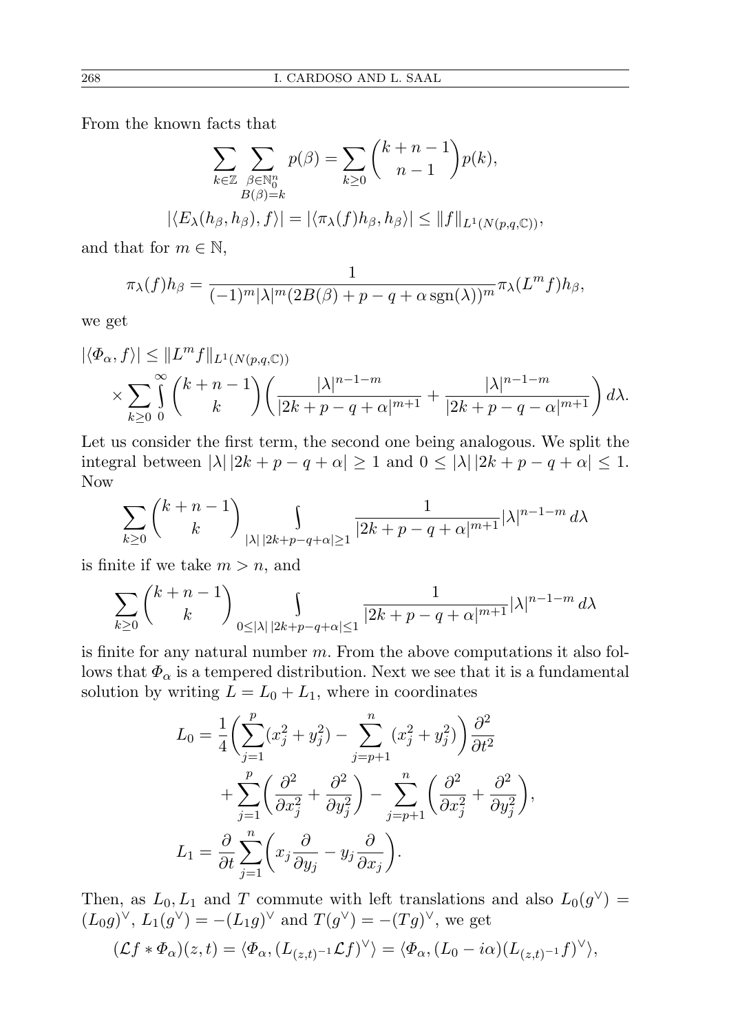From the known facts that

$$\sum_{k\in\mathbb{Z}} \sum_{\substack{\beta\in\mathbb{N}_0^n \\ B(\beta)=k}} p(\beta) = \sum_{k\geq 0} \binom{k+n-1}{n-1} p(k),$$

$$|\langle E_\lambda(h_\beta, h_\beta), f\rangle| = |\langle \pi_\lambda(f)h_\beta, h_\beta\rangle| \leq \|f\|_{L^1(N(p,q,\mathbb{C}))},$$

and that for $m \in \mathbb{N}$,

$$\pi_\lambda(f)h_\beta = \frac{1}{(-1)^m|\lambda|^m(2B(\beta)+p-q+\alpha\operatorname{sgn}(\lambda))^m}\pi_\lambda(L^m f)h_\beta,$$

we get

$$\begin{aligned}
&|\langle \Phi_\alpha, f\rangle| \leq \|L^m f\|_{L^1(N(p,q,\mathbb{C}))} \\
&\quad\times \sum_{k\geq 0}\int_0^\infty \binom{k+n-1}{k}\bigg(\frac{|\lambda|^{n-1-m}}{|2k+p-q+\alpha|^{m+1}} + \frac{|\lambda|^{n-1-m}}{|2k+p-q-\alpha|^{m+1}}\bigg)\,d\lambda.
\end{aligned}$$

Let us consider the first term, the second one being analogous. We split the integral between $|\lambda|\,|2k+p-q+\alpha| \geq 1$ and $0 \leq |\lambda|\,|2k+p-q+\alpha| \leq 1$. Now

$$\sum_{k\geq 0}\binom{k+n-1}{k}\int_{|\lambda|\,|2k+p-q+\alpha|\geq 1}\frac{1}{|2k+p-q+\alpha|^{m+1}}|\lambda|^{n-1-m}\,d\lambda$$

is finite if we take $m > n$, and

$$\sum_{k\geq 0}\binom{k+n-1}{k}\int_{0\leq|\lambda|\,|2k+p-q+\alpha|\leq 1}\frac{1}{|2k+p-q+\alpha|^{m+1}}|\lambda|^{n-1-m}\,d\lambda$$

is finite for any natural number $m$. From the above computations it also follows that $\Phi_\alpha$ is a tempered distribution. Next we see that it is a fundamental solution by writing $L = L_0 + L_1$, where in coordinates

$$\begin{aligned}
L_0 &= \frac{1}{4}\bigg(\sum_{j=1}^p (x_j^2+y_j^2) - \sum_{j=p+1}^n (x_j^2+y_j^2)\bigg)\frac{\partial^2}{\partial t^2} \\
&\quad + \sum_{j=1}^p\bigg(\frac{\partial^2}{\partial x_j^2}+\frac{\partial^2}{\partial y_j^2}\bigg) - \sum_{j=p+1}^n\bigg(\frac{\partial^2}{\partial x_j^2}+\frac{\partial^2}{\partial y_j^2}\bigg), \\
L_1 &= \frac{\partial}{\partial t}\sum_{j=1}^n\bigg(x_j\frac{\partial}{\partial y_j} - y_j\frac{\partial}{\partial x_j}\bigg).
\end{aligned}$$

Then, as $L_0, L_1$ and $T$ commute with left translations and also $L_0(g^\vee) = (L_0 g)^\vee$, $L_1(g^\vee) = -(L_1 g)^\vee$ and $T(g^\vee) = -(Tg)^\vee$, we get

$$(\mathcal{L}f * \Phi_\alpha)(z,t) = \langle \Phi_\alpha, (L_{(z,t)^{-1}}\mathcal{L}f)^\vee\rangle = \langle \Phi_\alpha, (L_0 - i\alpha)(L_{(z,t)^{-1}}f)^\vee\rangle,$$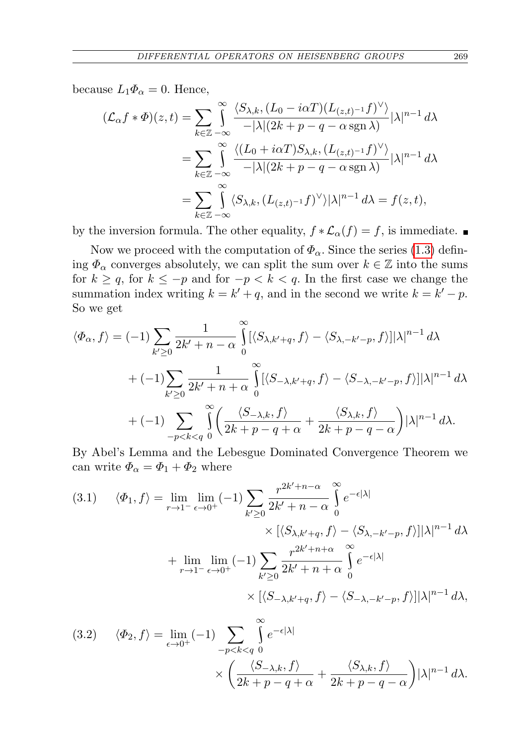because $L_1 \Phi_\alpha = 0$. Hence,

$$
\begin{aligned}
(\mathcal{L}_\alpha f * \Phi)(z,t) &= \sum_{k\in\mathbb{Z}} \int_{-\infty}^{\infty} \frac{\langle S_{\lambda,k}, (L_0 - i\alpha T)(L_{(z,t)^{-1}} f)^\vee \rangle}{-|\lambda|(2k+p-q-\alpha \operatorname{sgn}\lambda)} |\lambda|^{n-1}\, d\lambda \\
&= \sum_{k\in\mathbb{Z}} \int_{-\infty}^{\infty} \frac{\langle (L_0 + i\alpha T) S_{\lambda,k}, (L_{(z,t)^{-1}} f)^\vee \rangle}{-|\lambda|(2k+p-q-\alpha \operatorname{sgn}\lambda)} |\lambda|^{n-1}\, d\lambda \\
&= \sum_{k\in\mathbb{Z}} \int_{-\infty}^{\infty} \langle S_{\lambda,k}, (L_{(z,t)^{-1}} f)^\vee \rangle |\lambda|^{n-1}\, d\lambda = f(z,t),
\end{aligned}
$$

by the inversion formula. The other equality, $f * \mathcal{L}_\alpha(f) = f$, is immediate. ∎

Now we proceed with the computation of $\Phi_\alpha$. Since the series (1.3) defining $\Phi_\alpha$ converges absolutely, we can split the sum over $k \in \mathbb{Z}$ into the sums for $k \geq q$, for $k \leq -p$ and for $-p < k < q$. In the first case we change the summation index writing $k = k' + q$, and in the second we write $k = k' - p$. So we get

$$
\begin{aligned}
\langle \Phi_\alpha, f\rangle &= (-1)\sum_{k'\geq 0} \frac{1}{2k'+n-\alpha} \int_0^\infty [\langle S_{\lambda,k'+q}, f\rangle - \langle S_{\lambda,-k'-p}, f\rangle] |\lambda|^{n-1}\, d\lambda \\
&\quad + (-1)\sum_{k'\geq 0} \frac{1}{2k'+n+\alpha} \int_0^\infty [\langle S_{-\lambda,k'+q}, f\rangle - \langle S_{-\lambda,-k'-p}, f\rangle] |\lambda|^{n-1}\, d\lambda \\
&\quad + (-1) \sum_{-p<k<q} \int_0^\infty \bigg( \frac{\langle S_{-\lambda,k}, f\rangle}{2k+p-q+\alpha} + \frac{\langle S_{\lambda,k}, f\rangle}{2k+p-q-\alpha} \bigg) |\lambda|^{n-1}\, d\lambda.
\end{aligned}
$$

By Abel's Lemma and the Lebesgue Dominated Convergence Theorem we can write $\Phi_\alpha = \Phi_1 + \Phi_2$ where

$$
\begin{aligned}
\text{(3.1)} \qquad \langle \Phi_1, f\rangle &= \lim_{r\to 1^-} \lim_{\epsilon\to 0^+} (-1) \sum_{k'\geq 0} \frac{r^{2k'+n-\alpha}}{2k'+n-\alpha} \int_0^\infty e^{-\epsilon|\lambda|} \\
&\qquad\qquad \times [\langle S_{\lambda,k'+q}, f\rangle - \langle S_{\lambda,-k'-p}, f\rangle] |\lambda|^{n-1}\, d\lambda \\
&\quad + \lim_{r\to 1^-} \lim_{\epsilon\to 0^+} (-1) \sum_{k'\geq 0} \frac{r^{2k'+n+\alpha}}{2k'+n+\alpha} \int_0^\infty e^{-\epsilon|\lambda|} \\
&\qquad\qquad \times [\langle S_{-\lambda,k'+q}, f\rangle - \langle S_{-\lambda,-k'-p}, f\rangle] |\lambda|^{n-1}\, d\lambda,
\end{aligned}
$$

$$
\begin{aligned}
\text{(3.2)} \qquad \langle \Phi_2, f\rangle &= \lim_{\epsilon\to 0^+} (-1) \sum_{-p<k<q} \int_0^\infty e^{-\epsilon|\lambda|} \\
&\qquad\qquad \times \bigg( \frac{\langle S_{-\lambda,k}, f\rangle}{2k+p-q+\alpha} + \frac{\langle S_{\lambda,k}, f\rangle}{2k+p-q-\alpha} \bigg) |\lambda|^{n-1}\, d\lambda.
\end{aligned}
$$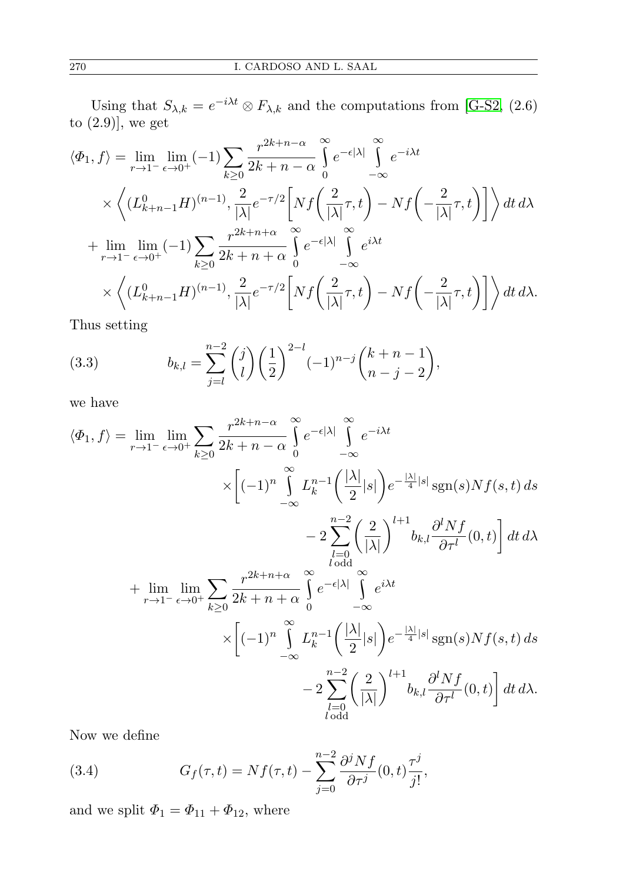Using that $S_{\lambda,k} = e^{-i\lambda t} \otimes F_{\lambda,k}$ and the computations from [G-S2, (2.6) to (2.9)], we get

$$
\begin{aligned}
\langle \Phi_1, f\rangle = \lim_{r\to 1^-} \lim_{\epsilon\to 0^+} (-1) \sum_{k\geq 0} \frac{r^{2k+n-\alpha}}{2k+n-\alpha} \int_0^\infty e^{-\epsilon|\lambda|} \int_{-\infty}^\infty e^{-i\lambda t} \\
\times \left\langle (L^0_{k+n-1} H)^{(n-1)}, \frac{2}{|\lambda|} e^{-\tau/2} \left[ Nf\left(\frac{2}{|\lambda|}\tau, t\right) - Nf\left(-\frac{2}{|\lambda|}\tau, t\right)\right]\right\rangle dt\, d\lambda \\
+ \lim_{r\to 1^-} \lim_{\epsilon\to 0^+} (-1) \sum_{k\geq 0} \frac{r^{2k+n+\alpha}}{2k+n+\alpha} \int_0^\infty e^{-\epsilon|\lambda|} \int_{-\infty}^\infty e^{i\lambda t} \\
\times \left\langle (L^0_{k+n-1} H)^{(n-1)}, \frac{2}{|\lambda|} e^{-\tau/2} \left[ Nf\left(\frac{2}{|\lambda|}\tau, t\right) - Nf\left(-\frac{2}{|\lambda|}\tau, t\right)\right]\right\rangle dt\, d\lambda.
\end{aligned}
$$

Thus setting

$$
b_{k,l} = \sum_{j=l}^{n-2} \binom{j}{l} \left(\frac{1}{2}\right)^{2-l} (-1)^{n-j} \binom{k+n-1}{n-j-2}, \tag{3.3}
$$

we have

$$
\begin{aligned}
\langle \Phi_1, f\rangle = \lim_{r\to 1^-} \lim_{\epsilon\to 0^+} \sum_{k\geq 0} \frac{r^{2k+n-\alpha}}{2k+n-\alpha} \int_0^\infty e^{-\epsilon|\lambda|} \int_{-\infty}^\infty e^{-i\lambda t} \\
\times \Bigg[ (-1)^n \int_{-\infty}^\infty L_k^{n-1}\left(\frac{|\lambda|}{2}|s|\right) e^{-\frac{|\lambda|}{4}|s|} \operatorname{sgn}(s) Nf(s,t)\, ds \\
- 2 \sum_{\substack{l=0 \\ l \text{ odd}}}^{n-2} \left(\frac{2}{|\lambda|}\right)^{l+1} b_{k,l} \frac{\partial^l Nf}{\partial \tau^l}(0,t)\Bigg] dt\, d\lambda \\
+ \lim_{r\to 1^-} \lim_{\epsilon\to 0^+} \sum_{k\geq 0} \frac{r^{2k+n+\alpha}}{2k+n+\alpha} \int_0^\infty e^{-\epsilon|\lambda|} \int_{-\infty}^\infty e^{i\lambda t} \\
\times \Bigg[ (-1)^n \int_{-\infty}^\infty L_k^{n-1}\left(\frac{|\lambda|}{2}|s|\right) e^{-\frac{|\lambda|}{4}|s|} \operatorname{sgn}(s) Nf(s,t)\, ds \\
- 2 \sum_{\substack{l=0 \\ l \text{ odd}}}^{n-2} \left(\frac{2}{|\lambda|}\right)^{l+1} b_{k,l} \frac{\partial^l Nf}{\partial \tau^l}(0,t)\Bigg] dt\, d\lambda.
\end{aligned}
$$

Now we define

$$
G_f(\tau, t) = Nf(\tau, t) - \sum_{j=0}^{n-2} \frac{\partial^j Nf}{\partial \tau^j}(0,t) \frac{\tau^j}{j!}, \tag{3.4}
$$

and we split $\Phi_1 = \Phi_{11} + \Phi_{12}$, where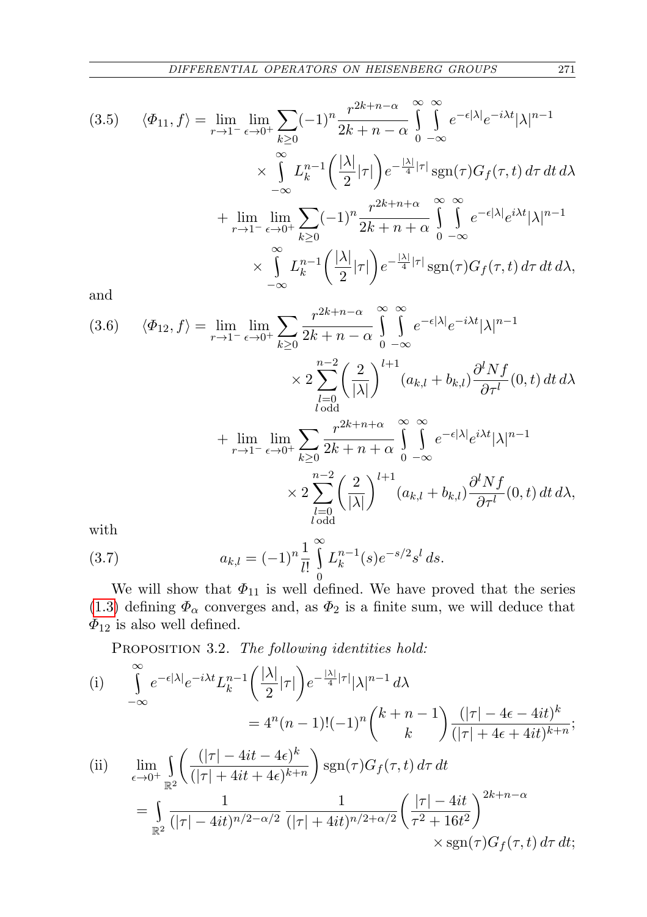$$
(3.5)\qquad \langle \Phi_{11}, f\rangle = \lim_{r\to 1^-}\lim_{\epsilon\to 0^+}\sum_{k\ge 0}(-1)^n \frac{r^{2k+n-\alpha}}{2k+n-\alpha}\int_0^\infty\int_{-\infty}^\infty e^{-\epsilon|\lambda|}e^{-i\lambda t}|\lambda|^{n-1} \times \int_{-\infty}^\infty L_k^{n-1}\Big(\frac{|\lambda|}{2}|\tau|\Big)e^{-\frac{|\lambda|}{4}|\tau|}\operatorname{sgn}(\tau)G_f(\tau,t)\,d\tau\,dt\,d\lambda
$$

$$
+ \lim_{r\to 1^-}\lim_{\epsilon\to 0^+}\sum_{k\ge 0}(-1)^n \frac{r^{2k+n+\alpha}}{2k+n+\alpha}\int_0^\infty\int_{-\infty}^\infty e^{-\epsilon|\lambda|}e^{i\lambda t}|\lambda|^{n-1} \times \int_{-\infty}^\infty L_k^{n-1}\Big(\frac{|\lambda|}{2}|\tau|\Big)e^{-\frac{|\lambda|}{4}|\tau|}\operatorname{sgn}(\tau)G_f(\tau,t)\,d\tau\,dt\,d\lambda,
$$

and

$$
(3.6)\qquad \langle \Phi_{12}, f\rangle = \lim_{r\to 1^-}\lim_{\epsilon\to 0^+}\sum_{k\ge 0}\frac{r^{2k+n-\alpha}}{2k+n-\alpha}\int_0^\infty\int_{-\infty}^\infty e^{-\epsilon|\lambda|}e^{-i\lambda t}|\lambda|^{n-1} \times 2\sum_{\substack{l=0\\ l\,\mathrm{odd}}}^{n-2}\Big(\frac{2}{|\lambda|}\Big)^{l+1}(a_{k,l}+b_{k,l})\frac{\partial^l Nf}{\partial\tau^l}(0,t)\,dt\,d\lambda
$$

$$
+ \lim_{r\to 1^-}\lim_{\epsilon\to 0^+}\sum_{k\ge 0}\frac{r^{2k+n+\alpha}}{2k+n+\alpha}\int_0^\infty\int_{-\infty}^\infty e^{-\epsilon|\lambda|}e^{i\lambda t}|\lambda|^{n-1} \times 2\sum_{\substack{l=0\\ l\,\mathrm{odd}}}^{n-2}\Big(\frac{2}{|\lambda|}\Big)^{l+1}(a_{k,l}+b_{k,l})\frac{\partial^l Nf}{\partial\tau^l}(0,t)\,dt\,d\lambda,
$$

with

$$
(3.7)\qquad a_{k,l} = (-1)^n\frac{1}{l!}\int_0^\infty L_k^{n-1}(s)e^{-s/2}s^l\,ds.
$$

We will show that $\Phi_{11}$ is well defined. We have proved that the series (1.3) defining $\Phi_\alpha$ converges and, as $\Phi_2$ is a finite sum, we will deduce that $\Phi_{12}$ is also well defined.

Proposition 3.2. *The following identities hold:*

(i)
$$
\int_{-\infty}^\infty e^{-\epsilon|\lambda|}e^{-i\lambda t}L_k^{n-1}\Big(\frac{|\lambda|}{2}|\tau|\Big)e^{-\frac{|\lambda|}{4}|\tau|}|\lambda|^{n-1}\,d\lambda = 4^n(n-1)!(-1)^n\binom{k+n-1}{k}\frac{(|\tau|-4\epsilon-4it)^k}{(|\tau|+4\epsilon+4it)^{k+n}};
$$

(ii)
$$
\lim_{\epsilon\to 0^+}\int_{\mathbb{R}^2}\bigg(\frac{(|\tau|-4it-4\epsilon)^k}{(|\tau|+4it+4\epsilon)^{k+n}}\bigg)\operatorname{sgn}(\tau)G_f(\tau,t)\,d\tau\,dt = \int_{\mathbb{R}^2}\frac{1}{(|\tau|-4it)^{n/2-\alpha/2}}\,\frac{1}{(|\tau|+4it)^{n/2+\alpha/2}}\bigg(\frac{|\tau|-4it}{\tau^2+16t^2}\bigg)^{2k+n-\alpha} \times \operatorname{sgn}(\tau)G_f(\tau,t)\,d\tau\,dt;
$$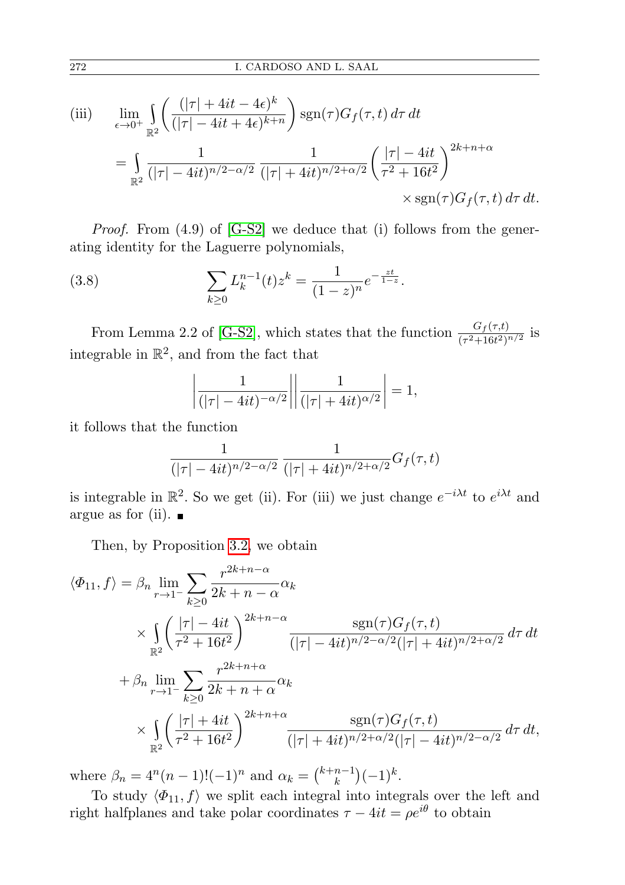(iii)
$$\lim_{\epsilon\to 0^+}\int_{\mathbb{R}^2}\left(\frac{(|\tau|+4it-4\epsilon)^k}{(|\tau|-4it+4\epsilon)^{k+n}}\right)\operatorname{sgn}(\tau)G_f(\tau,t)\,d\tau\,dt$$
$$=\int_{\mathbb{R}^2}\frac{1}{(|\tau|-4it)^{n/2-\alpha/2}}\,\frac{1}{(|\tau|+4it)^{n/2+\alpha/2}}\left(\frac{|\tau|-4it}{\tau^2+16t^2}\right)^{2k+n+\alpha}\times\operatorname{sgn}(\tau)G_f(\tau,t)\,d\tau\,dt.$$

*Proof.* From (4.9) of [G-S2] we deduce that (i) follows from the generating identity for the Laguerre polynomials,

$$\sum_{k\ge 0}L_k^{n-1}(t)z^k=\frac{1}{(1-z)^n}e^{-\frac{zt}{1-z}}. \tag{3.8}$$

From Lemma 2.2 of [G-S2], which states that the function $\frac{G_f(\tau,t)}{(\tau^2+16t^2)^{n/2}}$ is integrable in $\mathbb{R}^2$, and from the fact that

$$\left|\frac{1}{(|\tau|-4it)^{-\alpha/2}}\right|\left|\frac{1}{(|\tau|+4it)^{\alpha/2}}\right|=1,$$

it follows that the function

$$\frac{1}{(|\tau|-4it)^{n/2-\alpha/2}}\,\frac{1}{(|\tau|+4it)^{n/2+\alpha/2}}G_f(\tau,t)$$

is integrable in $\mathbb{R}^2$. So we get (ii). For (iii) we just change $e^{-i\lambda t}$ to $e^{i\lambda t}$ and argue as for (ii). ∎

Then, by Proposition 3.2, we obtain

$$\begin{aligned}
\langle \Phi_{11},f\rangle &= \beta_n\lim_{r\to 1^-}\sum_{k\ge 0}\frac{r^{2k+n-\alpha}}{2k+n-\alpha}\alpha_k\\
&\quad\times\int_{\mathbb{R}^2}\left(\frac{|\tau|-4it}{\tau^2+16t^2}\right)^{2k+n-\alpha}\frac{\operatorname{sgn}(\tau)G_f(\tau,t)}{(|\tau|-4it)^{n/2-\alpha/2}(|\tau|+4it)^{n/2+\alpha/2}}\,d\tau\,dt\\
&\quad+\beta_n\lim_{r\to 1^-}\sum_{k\ge 0}\frac{r^{2k+n+\alpha}}{2k+n+\alpha}\alpha_k\\
&\quad\times\int_{\mathbb{R}^2}\left(\frac{|\tau|+4it}{\tau^2+16t^2}\right)^{2k+n+\alpha}\frac{\operatorname{sgn}(\tau)G_f(\tau,t)}{(|\tau|+4it)^{n/2+\alpha/2}(|\tau|-4it)^{n/2-\alpha/2}}\,d\tau\,dt,
\end{aligned}$$

where $\beta_n=4^n(n-1)!(-1)^n$ and $\alpha_k=\binom{k+n-1}{k}(-1)^k$.

To study $\langle \Phi_{11},f\rangle$ we split each integral into integrals over the left and right halfplanes and take polar coordinates $\tau-4it=\rho e^{i\theta}$ to obtain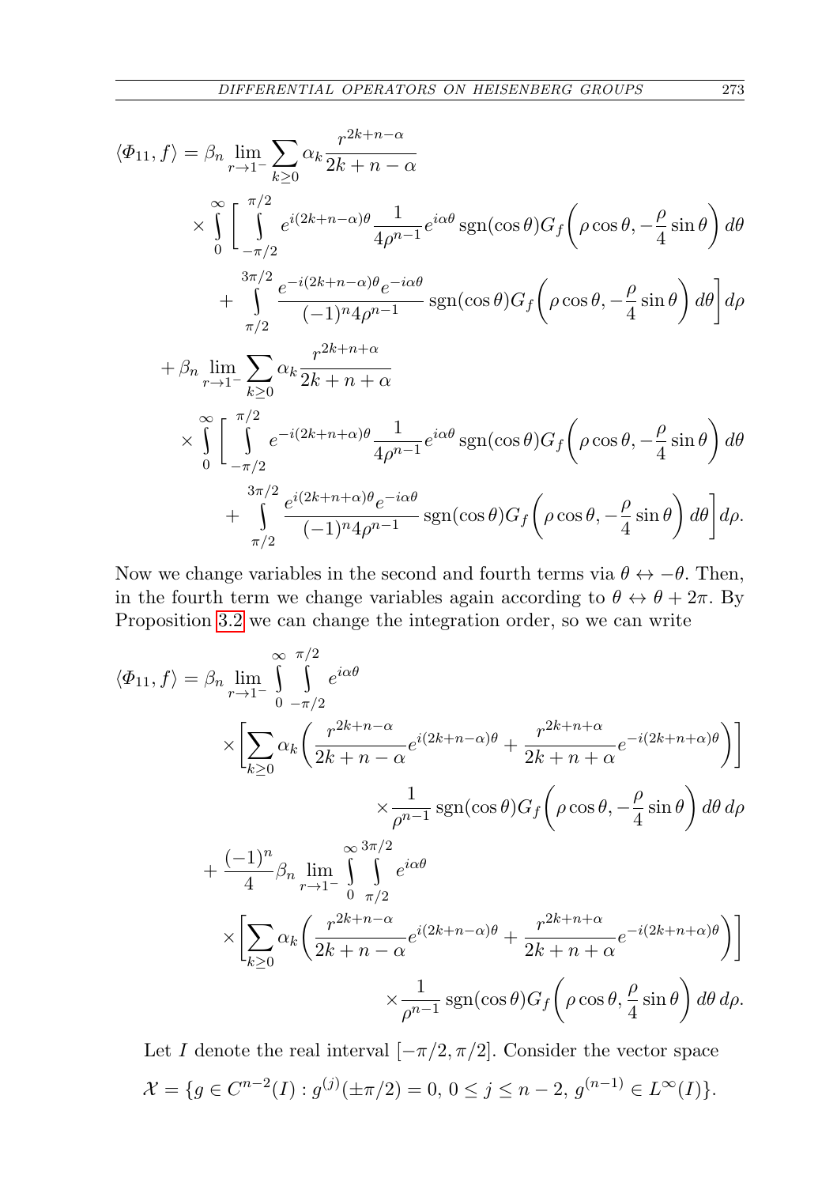$$
\begin{aligned}
\langle \Phi_{11}, f\rangle &= \beta_n \lim_{r\to 1^-} \sum_{k\geq 0} \alpha_k \frac{r^{2k+n-\alpha}}{2k+n-\alpha} \\
&\quad \times \int_0^\infty \bigg[ \int_{-\pi/2}^{\pi/2} e^{i(2k+n-\alpha)\theta} \frac{1}{4\rho^{n-1}} e^{i\alpha\theta} \operatorname{sgn}(\cos\theta) G_f\bigg(\rho\cos\theta, -\frac{\rho}{4}\sin\theta\bigg)\, d\theta \\
&\qquad + \int_{\pi/2}^{3\pi/2} \frac{e^{-i(2k+n-\alpha)\theta} e^{-i\alpha\theta}}{(-1)^n 4\rho^{n-1}} \operatorname{sgn}(\cos\theta) G_f\bigg(\rho\cos\theta, -\frac{\rho}{4}\sin\theta\bigg)\, d\theta\bigg] d\rho \\
&\quad + \beta_n \lim_{r\to 1^-} \sum_{k\geq 0} \alpha_k \frac{r^{2k+n+\alpha}}{2k+n+\alpha} \\
&\quad \times \int_0^\infty \bigg[ \int_{-\pi/2}^{\pi/2} e^{-i(2k+n+\alpha)\theta} \frac{1}{4\rho^{n-1}} e^{i\alpha\theta} \operatorname{sgn}(\cos\theta) G_f\bigg(\rho\cos\theta, -\frac{\rho}{4}\sin\theta\bigg)\, d\theta \\
&\qquad + \int_{\pi/2}^{3\pi/2} \frac{e^{i(2k+n+\alpha)\theta} e^{-i\alpha\theta}}{(-1)^n 4\rho^{n-1}} \operatorname{sgn}(\cos\theta) G_f\bigg(\rho\cos\theta, -\frac{\rho}{4}\sin\theta\bigg)\, d\theta\bigg] d\rho.
\end{aligned}
$$

Now we change variables in the second and fourth terms via $\theta \leftrightarrow -\theta$. Then, in the fourth term we change variables again according to $\theta \leftrightarrow \theta + 2\pi$. By Proposition 3.2 we can change the integration order, so we can write

$$
\begin{aligned}
\langle \Phi_{11}, f\rangle &= \beta_n \lim_{r\to 1^-} \int_0^\infty \int_{-\pi/2}^{\pi/2} e^{i\alpha\theta} \\
&\quad \times \bigg[ \sum_{k\geq 0} \alpha_k \bigg( \frac{r^{2k+n-\alpha}}{2k+n-\alpha} e^{i(2k+n-\alpha)\theta} + \frac{r^{2k+n+\alpha}}{2k+n+\alpha} e^{-i(2k+n+\alpha)\theta}\bigg)\bigg] \\
&\qquad \times \frac{1}{\rho^{n-1}} \operatorname{sgn}(\cos\theta) G_f\bigg(\rho\cos\theta, -\frac{\rho}{4}\sin\theta\bigg)\, d\theta\, d\rho \\
&\quad + \frac{(-1)^n}{4} \beta_n \lim_{r\to 1^-} \int_0^\infty \int_{\pi/2}^{3\pi/2} e^{i\alpha\theta} \\
&\quad \times \bigg[ \sum_{k\geq 0} \alpha_k \bigg( \frac{r^{2k+n-\alpha}}{2k+n-\alpha} e^{i(2k+n-\alpha)\theta} + \frac{r^{2k+n+\alpha}}{2k+n+\alpha} e^{-i(2k+n+\alpha)\theta}\bigg)\bigg] \\
&\qquad \times \frac{1}{\rho^{n-1}} \operatorname{sgn}(\cos\theta) G_f\bigg(\rho\cos\theta, \frac{\rho}{4}\sin\theta\bigg)\, d\theta\, d\rho.
\end{aligned}
$$

Let $I$ denote the real interval $[-\pi/2, \pi/2]$. Consider the vector space

$$
\mathcal{X} = \{g \in C^{n-2}(I) : g^{(j)}(\pm\pi/2) = 0,\ 0 \leq j \leq n-2,\ g^{(n-1)} \in L^\infty(I)\}.
$$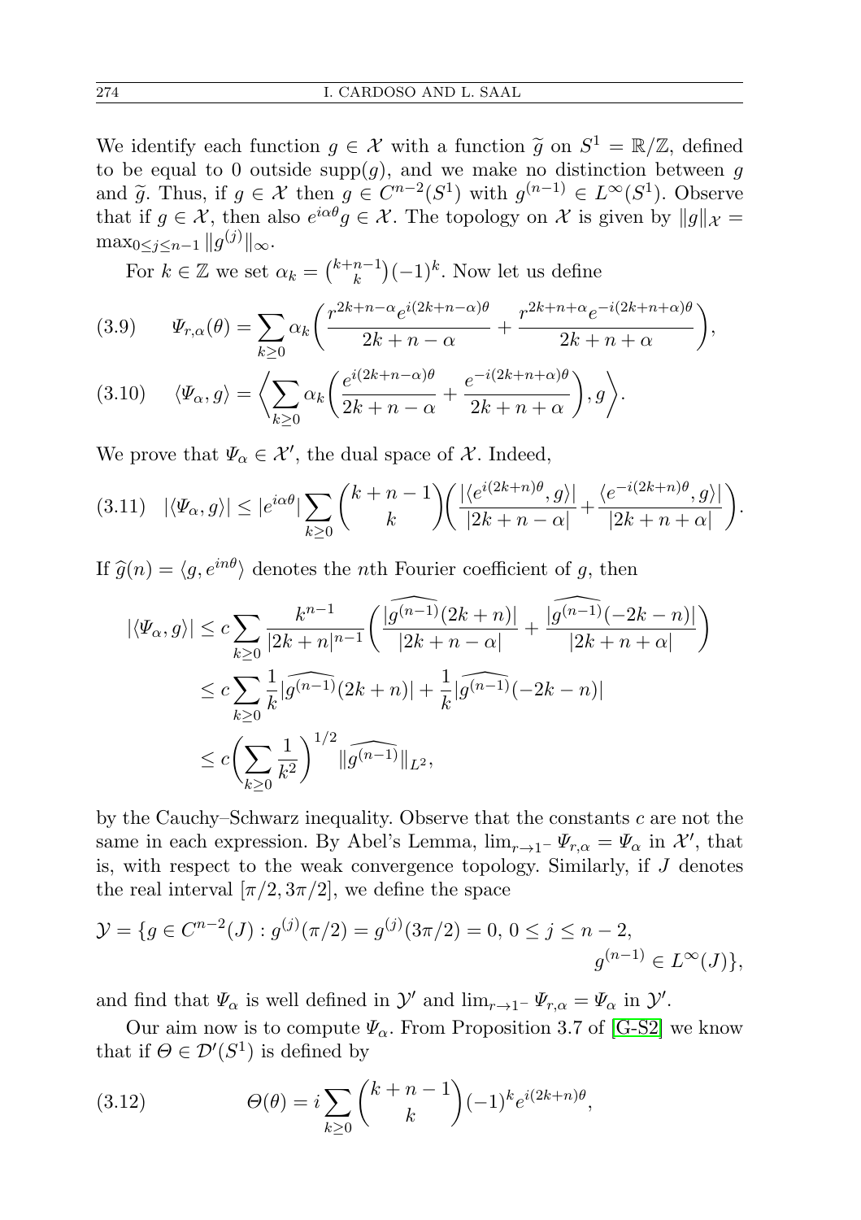We identify each function $g \in \mathcal{X}$ with a function $\widetilde{g}$ on $S^1 = \mathbb{R}/\mathbb{Z}$, defined to be equal to 0 outside $\operatorname{supp}(g)$, and we make no distinction between $g$ and $\widetilde{g}$. Thus, if $g \in \mathcal{X}$ then $g \in C^{n-2}(S^1)$ with $g^{(n-1)} \in L^\infty(S^1)$. Observe that if $g \in \mathcal{X}$, then also $e^{i\alpha\theta} g \in \mathcal{X}$. The topology on $\mathcal{X}$ is given by $\|g\|_{\mathcal{X}} = \max_{0 \le j \le n-1} \|g^{(j)}\|_\infty$.

For $k \in \mathbb{Z}$ we set $\alpha_k = \binom{k+n-1}{k}(-1)^k$. Now let us define

$$
\Psi_{r,\alpha}(\theta) = \sum_{k \ge 0} \alpha_k \left( \frac{r^{2k+n-\alpha} e^{i(2k+n-\alpha)\theta}}{2k+n-\alpha} + \frac{r^{2k+n+\alpha} e^{-i(2k+n+\alpha)\theta}}{2k+n+\alpha} \right), \tag{3.9}
$$

$$
\langle \Psi_\alpha, g \rangle = \left\langle \sum_{k \ge 0} \alpha_k \left( \frac{e^{i(2k+n-\alpha)\theta}}{2k+n-\alpha} + \frac{e^{-i(2k+n+\alpha)\theta}}{2k+n+\alpha} \right), g \right\rangle. \tag{3.10}
$$

We prove that $\Psi_\alpha \in \mathcal{X}'$, the dual space of $\mathcal{X}$. Indeed,

$$
|\langle \Psi_\alpha, g \rangle| \le |e^{i\alpha\theta}| \sum_{k \ge 0} \binom{k+n-1}{k} \left( \frac{|\langle e^{i(2k+n)\theta}, g \rangle|}{|2k+n-\alpha|} + \frac{\langle e^{-i(2k+n)\theta}, g \rangle|}{|2k+n+\alpha|} \right). \tag{3.11}
$$

If $\widehat{g}(n) = \langle g, e^{in\theta} \rangle$ denotes the $n$th Fourier coefficient of $g$, then

$$
\begin{aligned}
|\langle \Psi_\alpha, g \rangle| &\le c \sum_{k \ge 0} \frac{k^{n-1}}{|2k+n|^{n-1}} \left( \frac{|\widehat{g^{(n-1)}}(2k+n)|}{|2k+n-\alpha|} + \frac{|\widehat{g^{(n-1)}}(-2k-n)|}{|2k+n+\alpha|} \right) \\
&\le c \sum_{k \ge 0} \frac{1}{k} |\widehat{g^{(n-1)}}(2k+n)| + \frac{1}{k} |\widehat{g^{(n-1)}}(-2k-n)| \\
&\le c \left( \sum_{k \ge 0} \frac{1}{k^2} \right)^{1/2} \|\widehat{g^{(n-1)}}\|_{L^2},
\end{aligned}
$$

by the Cauchy–Schwarz inequality. Observe that the constants $c$ are not the same in each expression. By Abel's Lemma, $\lim_{r \to 1^-} \Psi_{r,\alpha} = \Psi_\alpha$ in $\mathcal{X}'$, that is, with respect to the weak convergence topology. Similarly, if $J$ denotes the real interval $[\pi/2, 3\pi/2]$, we define the space

$$
\mathcal{Y} = \{ g \in C^{n-2}(J) : g^{(j)}(\pi/2) = g^{(j)}(3\pi/2) = 0,\ 0 \le j \le n-2,\ g^{(n-1)} \in L^\infty(J) \},
$$

and find that $\Psi_\alpha$ is well defined in $\mathcal{Y}'$ and $\lim_{r \to 1^-} \Psi_{r,\alpha} = \Psi_\alpha$ in $\mathcal{Y}'$.

Our aim now is to compute $\Psi_\alpha$. From Proposition 3.7 of [G-S2] we know that if $\Theta \in \mathcal{D}'(S^1)$ is defined by

$$
\Theta(\theta) = i \sum_{k \ge 0} \binom{k+n-1}{k} (-1)^k e^{i(2k+n)\theta}, \tag{3.12}
$$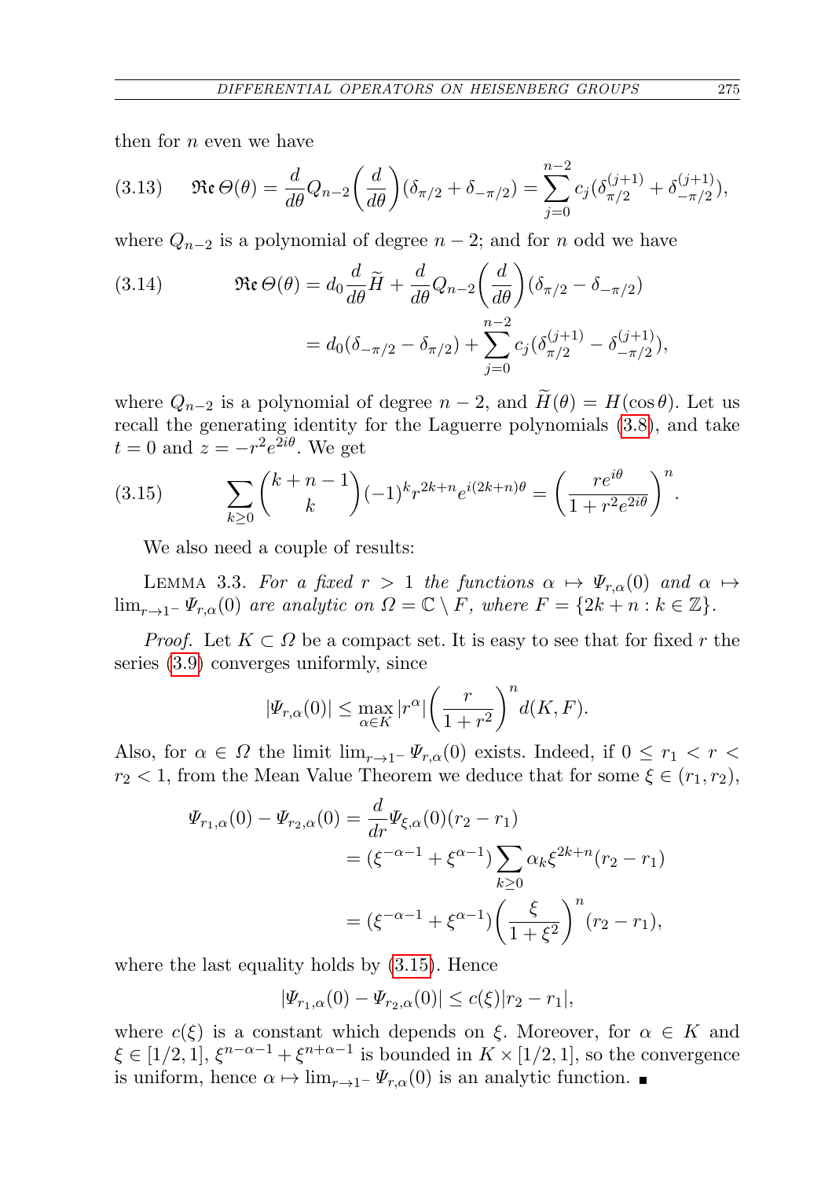then for $n$ even we have

$$
\mathfrak{Re}\,\Theta(\theta) = \frac{d}{d\theta} Q_{n-2}\bigg(\frac{d}{d\theta}\bigg)(\delta_{\pi/2} + \delta_{-\pi/2}) = \sum_{j=0}^{n-2} c_j(\delta_{\pi/2}^{(j+1)} + \delta_{-\pi/2}^{(j+1)}), \tag{3.13}
$$

where $Q_{n-2}$ is a polynomial of degree $n-2$; and for $n$ odd we have

$$
\begin{aligned}
\mathfrak{Re}\,\Theta(\theta) &= d_0 \frac{d}{d\theta}\widetilde{H} + \frac{d}{d\theta} Q_{n-2}\bigg(\frac{d}{d\theta}\bigg)(\delta_{\pi/2} - \delta_{-\pi/2}) \\
&= d_0(\delta_{-\pi/2} - \delta_{\pi/2}) + \sum_{j=0}^{n-2} c_j(\delta_{\pi/2}^{(j+1)} - \delta_{-\pi/2}^{(j+1)}),
\end{aligned} \tag{3.14}
$$

where $Q_{n-2}$ is a polynomial of degree $n-2$, and $\widetilde{H}(\theta) = H(\cos\theta)$. Let us recall the generating identity for the Laguerre polynomials (3.8), and take $t = 0$ and $z = -r^2 e^{2i\theta}$. We get

$$
\sum_{k\ge 0} \binom{k+n-1}{k} (-1)^k r^{2k+n} e^{i(2k+n)\theta} = \bigg(\frac{re^{i\theta}}{1+r^2e^{2i\theta}}\bigg)^n. \tag{3.15}
$$

We also need a couple of results:

Lemma 3.3. *For a fixed $r > 1$ the functions $\alpha \mapsto \Psi_{r,\alpha}(0)$ and $\alpha \mapsto \lim_{r\to 1^-} \Psi_{r,\alpha}(0)$ are analytic on $\Omega = \mathbb{C} \setminus F$, where $F = \{2k+n : k \in \mathbb{Z}\}$.*

*Proof.* Let $K \subset \Omega$ be a compact set. It is easy to see that for fixed $r$ the series (3.9) converges uniformly, since

$$
|\Psi_{r,\alpha}(0)| \le \max_{\alpha\in K} |r^\alpha| \bigg(\frac{r}{1+r^2}\bigg)^n d(K,F).
$$

Also, for $\alpha \in \Omega$ the limit $\lim_{r\to 1^-} \Psi_{r,\alpha}(0)$ exists. Indeed, if $0 \le r_1 < r < r_2 < 1$, from the Mean Value Theorem we deduce that for some $\xi \in (r_1, r_2)$,

$$
\begin{aligned}
\Psi_{r_1,\alpha}(0) - \Psi_{r_2,\alpha}(0) &= \frac{d}{dr}\Psi_{\xi,\alpha}(0)(r_2 - r_1) \\
&= (\xi^{-\alpha-1} + \xi^{\alpha-1}) \sum_{k\ge 0} \alpha_k \xi^{2k+n}(r_2 - r_1) \\
&= (\xi^{-\alpha-1} + \xi^{\alpha-1}) \bigg(\frac{\xi}{1+\xi^2}\bigg)^n (r_2 - r_1),
\end{aligned}
$$

where the last equality holds by (3.15). Hence

$$
|\Psi_{r_1,\alpha}(0) - \Psi_{r_2,\alpha}(0)| \le c(\xi)|r_2 - r_1|,
$$

where $c(\xi)$ is a constant which depends on $\xi$. Moreover, for $\alpha \in K$ and $\xi \in [1/2, 1]$, $\xi^{n-\alpha-1} + \xi^{n+\alpha-1}$ is bounded in $K \times [1/2, 1]$, so the convergence is uniform, hence $\alpha \mapsto \lim_{r\to 1^-} \Psi_{r,\alpha}(0)$ is an analytic function. ∎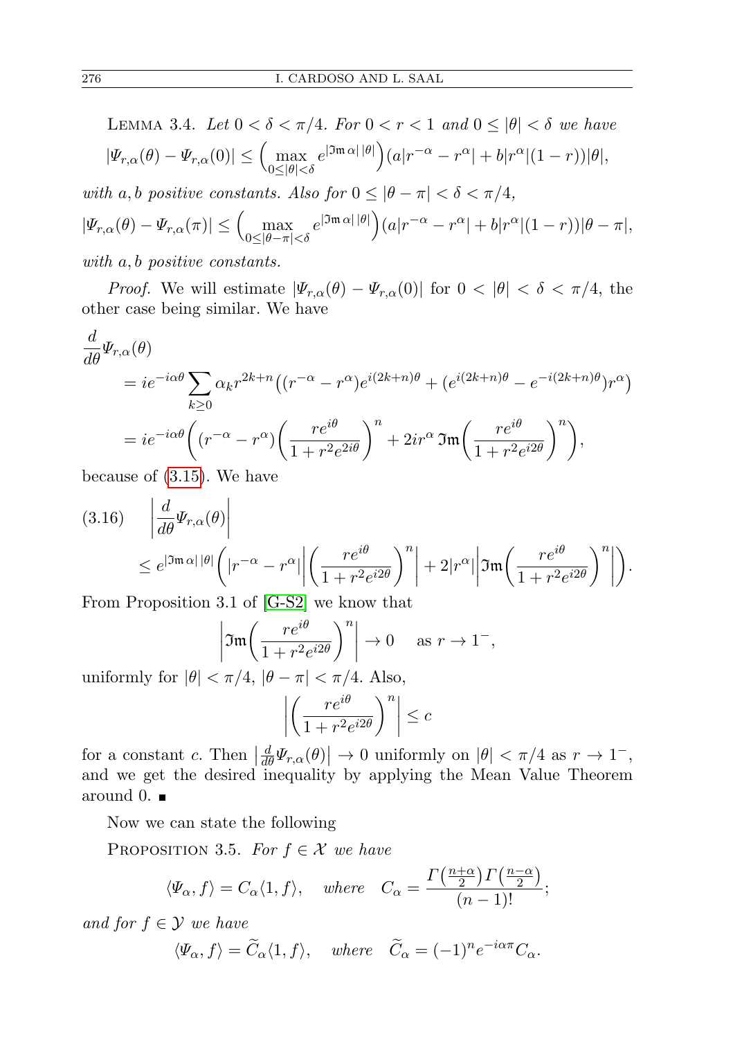LEMMA 3.4. *Let $0 < \delta < \pi/4$. For $0 < r < 1$ and $0 \le |\theta| < \delta$ we have*

$$|\Psi_{r,\alpha}(\theta) - \Psi_{r,\alpha}(0)| \le \Big(\max_{0\le|\theta|<\delta} e^{|\mathfrak{Im}\,\alpha|\,|\theta|}\Big)(a|r^{-\alpha} - r^{\alpha}| + b|r^{\alpha}|(1-r))|\theta|,$$

*with $a, b$ positive constants. Also for $0 \le |\theta - \pi| < \delta < \pi/4$,*

$$|\Psi_{r,\alpha}(\theta) - \Psi_{r,\alpha}(\pi)| \le \Big(\max_{0\le|\theta-\pi|<\delta} e^{|\mathfrak{Im}\,\alpha|\,|\theta|}\Big)(a|r^{-\alpha} - r^{\alpha}| + b|r^{\alpha}|(1-r))|\theta - \pi|,$$

*with $a, b$ positive constants.*

*Proof.* We will estimate $|\Psi_{r,\alpha}(\theta) - \Psi_{r,\alpha}(0)|$ for $0 < |\theta| < \delta < \pi/4$, the other case being similar. We have

$$\begin{aligned}
\frac{d}{d\theta}&\Psi_{r,\alpha}(\theta)\\
&= ie^{-i\alpha\theta}\sum_{k\ge 0}\alpha_k r^{2k+n}\big((r^{-\alpha} - r^{\alpha})e^{i(2k+n)\theta} + (e^{i(2k+n)\theta} - e^{-i(2k+n)\theta})r^{\alpha}\big)\\
&= ie^{-i\alpha\theta}\bigg((r^{-\alpha} - r^{\alpha})\bigg(\frac{re^{i\theta}}{1+r^2e^{2i\theta}}\bigg)^n + 2ir^{\alpha}\,\mathfrak{Im}\bigg(\frac{re^{i\theta}}{1+r^2e^{i2\theta}}\bigg)^n\bigg),
\end{aligned}$$

because of (3.15). We have

$$\begin{aligned}
(3.16)\quad &\bigg|\frac{d}{d\theta}\Psi_{r,\alpha}(\theta)\bigg|\\
&\le e^{|\mathfrak{Im}\,\alpha|\,|\theta|}\bigg(|r^{-\alpha} - r^{\alpha}|\bigg|\bigg(\frac{re^{i\theta}}{1+r^2e^{i2\theta}}\bigg)^n\bigg| + 2|r^{\alpha}|\bigg|\mathfrak{Im}\bigg(\frac{re^{i\theta}}{1+r^2e^{i2\theta}}\bigg)^n\bigg|\bigg).
\end{aligned}$$

From Proposition 3.1 of [G-S2] we know that

$$\bigg|\mathfrak{Im}\bigg(\frac{re^{i\theta}}{1+r^2e^{i2\theta}}\bigg)^n\bigg| \to 0 \quad \text{as } r \to 1^-,$$

uniformly for $|\theta| < \pi/4$, $|\theta - \pi| < \pi/4$. Also,

$$\bigg|\bigg(\frac{re^{i\theta}}{1+r^2e^{i2\theta}}\bigg)^n\bigg| \le c$$

for a constant $c$. Then $\big|\frac{d}{d\theta}\Psi_{r,\alpha}(\theta)\big| \to 0$ uniformly on $|\theta| < \pi/4$ as $r \to 1^-$, and we get the desired inequality by applying the Mean Value Theorem around 0. ∎

Now we can state the following

PROPOSITION 3.5. *For $f \in \mathcal{X}$ we have*

$$\langle\Psi_{\alpha}, f\rangle = C_{\alpha}\langle 1, f\rangle, \quad \text{where} \quad C_{\alpha} = \frac{\Gamma\big(\frac{n+\alpha}{2}\big)\Gamma\big(\frac{n-\alpha}{2}\big)}{(n-1)!};$$

*and for $f \in \mathcal{Y}$ we have*

$$\langle\Psi_{\alpha}, f\rangle = \widetilde{C}_{\alpha}\langle 1, f\rangle, \quad \text{where} \quad \widetilde{C}_{\alpha} = (-1)^n e^{-i\alpha\pi}C_{\alpha}.$$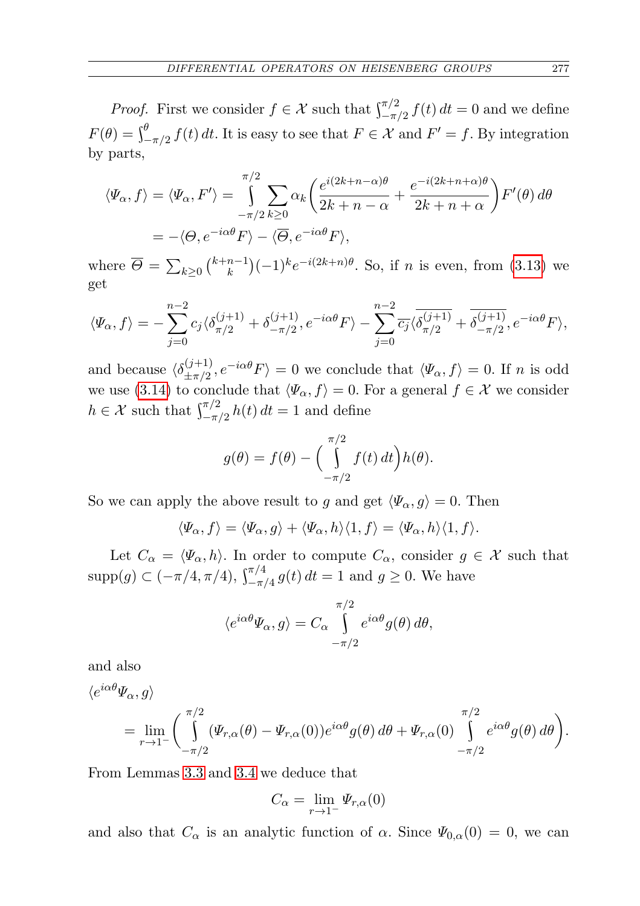*Proof.* First we consider $f \in \mathcal{X}$ such that $\int_{-\pi/2}^{\pi/2} f(t)\,dt = 0$ and we define $F(\theta) = \int_{-\pi/2}^{\theta} f(t)\,dt$. It is easy to see that $F \in \mathcal{X}$ and $F' = f$. By integration by parts,

$$
\begin{aligned}
\langle \Psi_\alpha, f\rangle = \langle \Psi_\alpha, F'\rangle &= \int_{-\pi/2}^{\pi/2} \sum_{k\geq 0} \alpha_k \bigg( \frac{e^{i(2k+n-\alpha)\theta}}{2k+n-\alpha} + \frac{e^{-i(2k+n+\alpha)\theta}}{2k+n+\alpha}\bigg) F'(\theta)\,d\theta \\
&= -\langle \Theta, e^{-i\alpha\theta}F\rangle - \langle \overline{\Theta}, e^{-i\alpha\theta}F\rangle,
\end{aligned}
$$

where $\overline{\Theta} = \sum_{k\geq 0}\binom{k+n-1}{k}(-1)^k e^{-i(2k+n)\theta}$. So, if $n$ is even, from (3.13) we get

$$
\langle \Psi_\alpha, f\rangle = -\sum_{j=0}^{n-2} c_j \langle \delta_{\pi/2}^{(j+1)} + \delta_{-\pi/2}^{(j+1)}, e^{-i\alpha\theta}F\rangle - \sum_{j=0}^{n-2} \overline{c_j}\langle \overline{\delta_{\pi/2}^{(j+1)}} + \overline{\delta_{-\pi/2}^{(j+1)}}, e^{-i\alpha\theta}F\rangle,
$$

and because $\langle \delta_{\pm\pi/2}^{(j+1)}, e^{-i\alpha\theta}F\rangle = 0$ we conclude that $\langle \Psi_\alpha, f\rangle = 0$. If $n$ is odd we use (3.14) to conclude that $\langle \Psi_\alpha, f\rangle = 0$. For a general $f \in \mathcal{X}$ we consider $h \in \mathcal{X}$ such that $\int_{-\pi/2}^{\pi/2} h(t)\,dt = 1$ and define

$$
g(\theta) = f(\theta) - \Big(\int_{-\pi/2}^{\pi/2} f(t)\,dt\Big) h(\theta).
$$

So we can apply the above result to $g$ and get $\langle \Psi_\alpha, g\rangle = 0$. Then

$$
\langle \Psi_\alpha, f\rangle = \langle \Psi_\alpha, g\rangle + \langle \Psi_\alpha, h\rangle\langle 1, f\rangle = \langle \Psi_\alpha, h\rangle\langle 1, f\rangle.
$$

Let $C_\alpha = \langle \Psi_\alpha, h\rangle$. In order to compute $C_\alpha$, consider $g \in \mathcal{X}$ such that $\operatorname{supp}(g) \subset (-\pi/4, \pi/4)$, $\int_{-\pi/4}^{\pi/4} g(t)\,dt = 1$ and $g \geq 0$. We have

$$
\langle e^{i\alpha\theta}\Psi_\alpha, g\rangle = C_\alpha \int_{-\pi/2}^{\pi/2} e^{i\alpha\theta} g(\theta)\,d\theta,
$$

and also

$$
\begin{aligned}
&\langle e^{i\alpha\theta}\Psi_\alpha, g\rangle \\
&\quad = \lim_{r\to 1^-}\bigg(\int_{-\pi/2}^{\pi/2} (\Psi_{r,\alpha}(\theta) - \Psi_{r,\alpha}(0)) e^{i\alpha\theta} g(\theta)\,d\theta + \Psi_{r,\alpha}(0)\int_{-\pi/2}^{\pi/2} e^{i\alpha\theta} g(\theta)\,d\theta\bigg).
\end{aligned}
$$

From Lemmas 3.3 and 3.4 we deduce that

$$
C_\alpha = \lim_{r\to 1^-} \Psi_{r,\alpha}(0)
$$

and also that $C_\alpha$ is an analytic function of $\alpha$. Since $\Psi_{0,\alpha}(0) = 0$, we can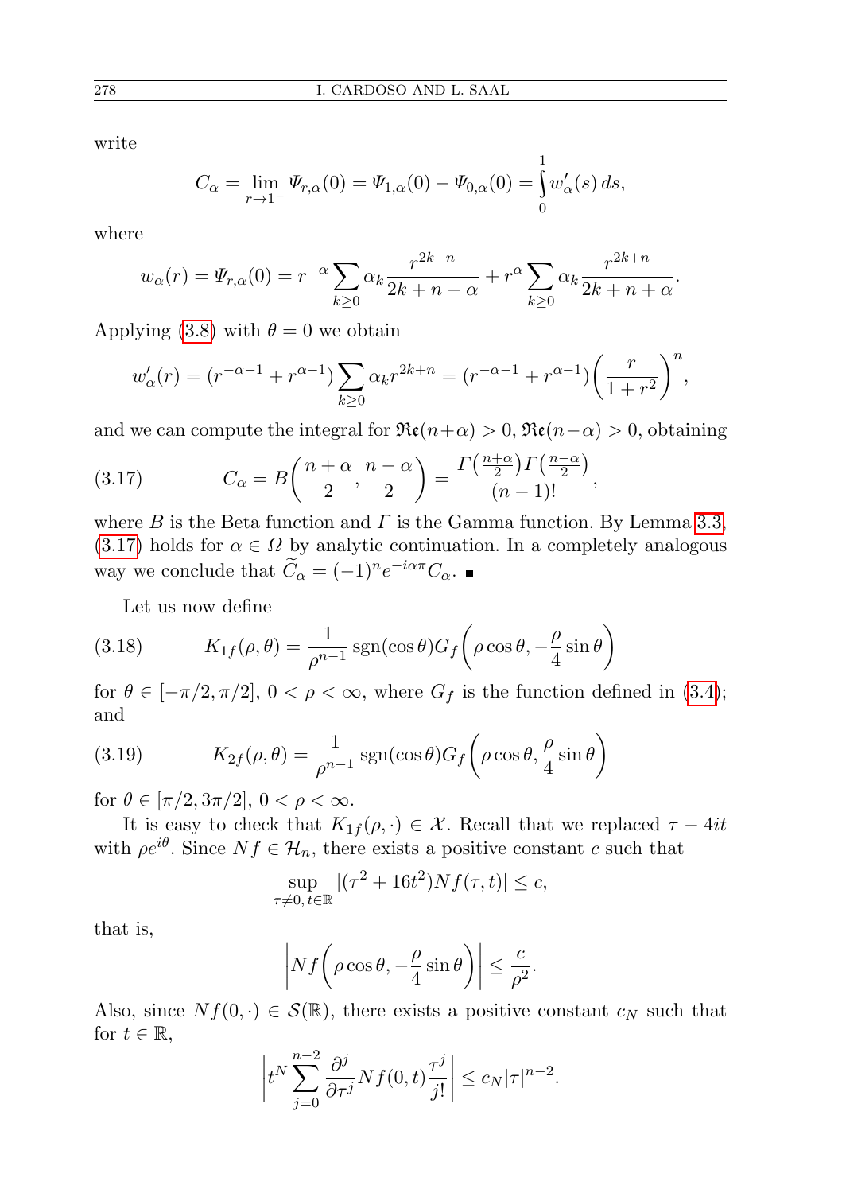write

$$C_\alpha = \lim_{r\to 1^-} \Psi_{r,\alpha}(0) = \Psi_{1,\alpha}(0) - \Psi_{0,\alpha}(0) = \int_0^1 w'_\alpha(s)\,ds,$$

where

$$w_\alpha(r) = \Psi_{r,\alpha}(0) = r^{-\alpha}\sum_{k\geq 0}\alpha_k \frac{r^{2k+n}}{2k+n-\alpha} + r^{\alpha}\sum_{k\geq 0}\alpha_k \frac{r^{2k+n}}{2k+n+\alpha}.$$

Applying (3.8) with $\theta = 0$ we obtain

$$w'_\alpha(r) = (r^{-\alpha-1} + r^{\alpha-1})\sum_{k\geq 0}\alpha_k r^{2k+n} = (r^{-\alpha-1} + r^{\alpha-1})\bigg(\frac{r}{1+r^2}\bigg)^n,$$

and we can compute the integral for $\mathfrak{Re}(n+\alpha) > 0$, $\mathfrak{Re}(n-\alpha) > 0$, obtaining

$$C_\alpha = B\bigg(\frac{n+\alpha}{2}, \frac{n-\alpha}{2}\bigg) = \frac{\Gamma\big(\frac{n+\alpha}{2}\big)\Gamma\big(\frac{n-\alpha}{2}\big)}{(n-1)!}, \tag{3.17}$$

where $B$ is the Beta function and $\Gamma$ is the Gamma function. By Lemma 3.3, (3.17) holds for $\alpha \in \Omega$ by analytic continuation. In a completely analogous way we conclude that $\widetilde{C}_\alpha = (-1)^n e^{-i\alpha\pi} C_\alpha$. ∎

Let us now define

$$K_{1f}(\rho,\theta) = \frac{1}{\rho^{n-1}}\operatorname{sgn}(\cos\theta) G_f\bigg(\rho\cos\theta, -\frac{\rho}{4}\sin\theta\bigg) \tag{3.18}$$

for $\theta \in [-\pi/2, \pi/2]$, $0 < \rho < \infty$, where $G_f$ is the function defined in (3.4); and

$$K_{2f}(\rho,\theta) = \frac{1}{\rho^{n-1}}\operatorname{sgn}(\cos\theta) G_f\bigg(\rho\cos\theta, \frac{\rho}{4}\sin\theta\bigg) \tag{3.19}$$

for $\theta \in [\pi/2, 3\pi/2]$, $0 < \rho < \infty$.

It is easy to check that $K_{1f}(\rho,\cdot) \in \mathcal{X}$. Recall that we replaced $\tau - 4it$ with $\rho e^{i\theta}$. Since $Nf \in \mathcal{H}_n$, there exists a positive constant $c$ such that

$$\sup_{\tau\neq 0,\, t\in\mathbb{R}} |(\tau^2 + 16t^2) Nf(\tau,t)| \leq c,$$

that is,

$$\bigg|Nf\bigg(\rho\cos\theta, -\frac{\rho}{4}\sin\theta\bigg)\bigg| \leq \frac{c}{\rho^2}.$$

Also, since $Nf(0,\cdot) \in \mathcal{S}(\mathbb{R})$, there exists a positive constant $c_N$ such that for $t \in \mathbb{R}$,

$$\bigg| t^N \sum_{j=0}^{n-2} \frac{\partial^j}{\partial\tau^j} Nf(0,t)\frac{\tau^j}{j!}\bigg| \leq c_N|\tau|^{n-2}.$$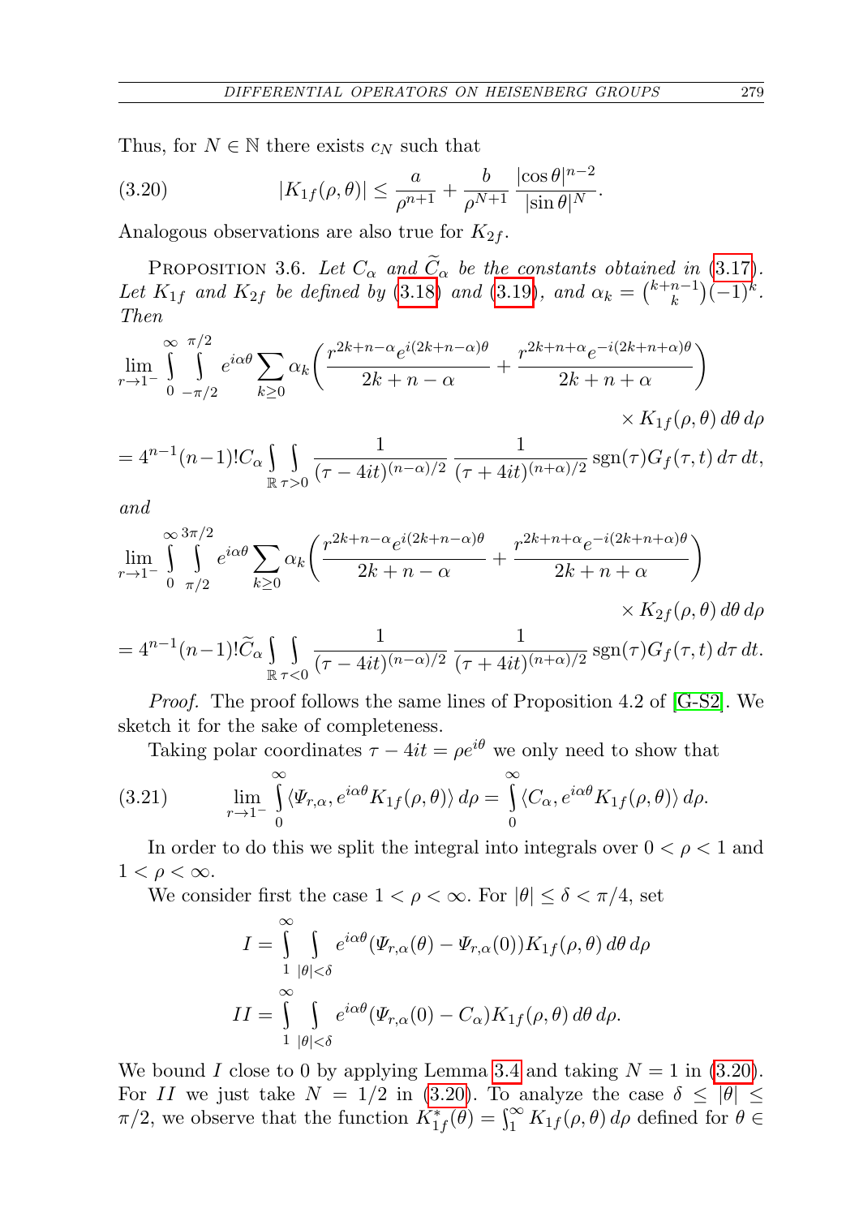Thus, for $N \in \mathbb{N}$ there exists $c_N$ such that

$$|K_{1f}(\rho,\theta)| \le \frac{a}{\rho^{n+1}} + \frac{b}{\rho^{N+1}}\,\frac{|\cos\theta|^{n-2}}{|\sin\theta|^{N}}. \tag{3.20}$$

Analogous observations are also true for $K_{2f}$.

PROPOSITION 3.6. *Let $C_\alpha$ and $\widetilde{C}_\alpha$ be the constants obtained in (3.17). Let $K_{1f}$ and $K_{2f}$ be defined by (3.18) and (3.19), and $\alpha_k = \binom{k+n-1}{k}(-1)^k$. Then*

$$\lim_{r\to 1^-}\int_0^\infty\int_{-\pi/2}^{\pi/2} e^{i\alpha\theta}\sum_{k\ge 0}\alpha_k\bigg(\frac{r^{2k+n-\alpha}e^{i(2k+n-\alpha)\theta}}{2k+n-\alpha}+\frac{r^{2k+n+\alpha}e^{-i(2k+n+\alpha)\theta}}{2k+n+\alpha}\bigg)\times K_{1f}(\rho,\theta)\,d\theta\,d\rho$$
$$= 4^{n-1}(n-1)!C_\alpha\int_{\mathbb{R}}\int_{\tau>0}\frac{1}{(\tau-4it)^{(n-\alpha)/2}}\,\frac{1}{(\tau+4it)^{(n+\alpha)/2}}\operatorname{sgn}(\tau)G_f(\tau,t)\,d\tau\,dt,$$

*and*

$$\lim_{r\to 1^-}\int_0^\infty\int_{\pi/2}^{3\pi/2} e^{i\alpha\theta}\sum_{k\ge 0}\alpha_k\bigg(\frac{r^{2k+n-\alpha}e^{i(2k+n-\alpha)\theta}}{2k+n-\alpha}+\frac{r^{2k+n+\alpha}e^{-i(2k+n+\alpha)\theta}}{2k+n+\alpha}\bigg)\times K_{2f}(\rho,\theta)\,d\theta\,d\rho$$
$$= 4^{n-1}(n-1)!\widetilde{C}_\alpha\int_{\mathbb{R}}\int_{\tau<0}\frac{1}{(\tau-4it)^{(n-\alpha)/2}}\,\frac{1}{(\tau+4it)^{(n+\alpha)/2}}\operatorname{sgn}(\tau)G_f(\tau,t)\,d\tau\,dt.$$

*Proof.* The proof follows the same lines of Proposition 4.2 of [G-S2]. We sketch it for the sake of completeness.

Taking polar coordinates $\tau - 4it = \rho e^{i\theta}$ we only need to show that

$$\lim_{r\to 1^-}\int_0^\infty \langle \Psi_{r,\alpha}, e^{i\alpha\theta}K_{1f}(\rho,\theta)\rangle\,d\rho = \int_0^\infty \langle C_\alpha, e^{i\alpha\theta}K_{1f}(\rho,\theta)\rangle\,d\rho. \tag{3.21}$$

In order to do this we split the integral into integrals over $0<\rho<1$ and $1<\rho<\infty$.

We consider first the case $1<\rho<\infty$. For $|\theta|\le\delta<\pi/4$, set

$$I = \int_1^\infty\int_{|\theta|<\delta} e^{i\alpha\theta}(\Psi_{r,\alpha}(\theta)-\Psi_{r,\alpha}(0))K_{1f}(\rho,\theta)\,d\theta\,d\rho$$
$$II = \int_1^\infty\int_{|\theta|<\delta} e^{i\alpha\theta}(\Psi_{r,\alpha}(0)-C_\alpha)K_{1f}(\rho,\theta)\,d\theta\,d\rho.$$

We bound $I$ close to 0 by applying Lemma 3.4 and taking $N=1$ in (3.20). For $II$ we just take $N=1/2$ in (3.20). To analyze the case $\delta\le|\theta|\le\pi/2$, we observe that the function $K_{1f}^*(\theta)=\int_1^\infty K_{1f}(\rho,\theta)\,d\rho$ defined for $\theta\in$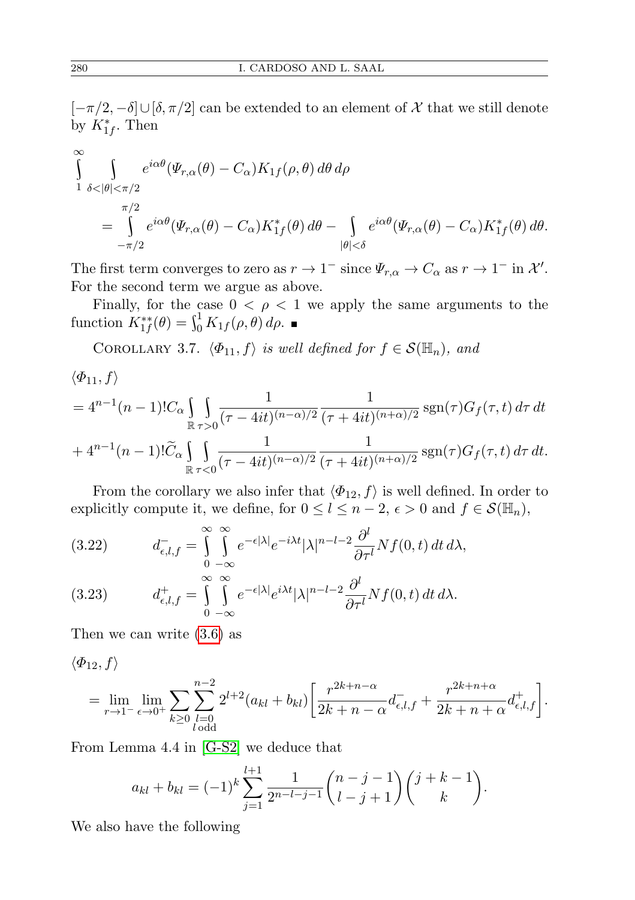$[-\pi/2, -\delta] \cup [\delta, \pi/2]$ can be extended to an element of $\mathcal{X}$ that we still denote by $K_{1f}^*$. Then

$$\int_1^\infty \int_{\delta<|\theta|<\pi/2} e^{i\alpha\theta}(\Psi_{r,\alpha}(\theta) - C_\alpha) K_{1f}(\rho,\theta)\, d\theta\, d\rho$$
$$= \int_{-\pi/2}^{\pi/2} e^{i\alpha\theta}(\Psi_{r,\alpha}(\theta) - C_\alpha) K_{1f}^*(\theta)\, d\theta - \int_{|\theta|<\delta} e^{i\alpha\theta}(\Psi_{r,\alpha}(\theta) - C_\alpha) K_{1f}^*(\theta)\, d\theta.$$

The first term converges to zero as $r \to 1^-$ since $\Psi_{r,\alpha} \to C_\alpha$ as $r \to 1^-$ in $\mathcal{X}'$. For the second term we argue as above.

Finally, for the case $0 < \rho < 1$ we apply the same arguments to the function $K_{1f}^{**}(\theta) = \int_0^1 K_{1f}(\rho,\theta)\, d\rho$. ■

Corollary 3.7. *$\langle \Phi_{11}, f\rangle$ is well defined for $f \in \mathcal{S}(\mathbb{H}_n)$, and*

$$\langle \Phi_{11}, f\rangle$$
$$= 4^{n-1}(n-1)!\, C_\alpha \int_{\mathbb{R}} \int_{\tau>0} \frac{1}{(\tau - 4it)^{(n-\alpha)/2}} \frac{1}{(\tau + 4it)^{(n+\alpha)/2}} \operatorname{sgn}(\tau) G_f(\tau,t)\, d\tau\, dt$$
$$+ 4^{n-1}(n-1)!\, \widetilde{C}_\alpha \int_{\mathbb{R}} \int_{\tau<0} \frac{1}{(\tau - 4it)^{(n-\alpha)/2}} \frac{1}{(\tau + 4it)^{(n+\alpha)/2}} \operatorname{sgn}(\tau) G_f(\tau,t)\, d\tau\, dt.$$

From the corollary we also infer that $\langle \Phi_{12}, f\rangle$ is well defined. In order to explicitly compute it, we define, for $0 \le l \le n-2$, $\epsilon > 0$ and $f \in \mathcal{S}(\mathbb{H}_n)$,

$$d_{\epsilon,l,f}^- = \int_0^\infty \int_{-\infty}^\infty e^{-\epsilon|\lambda|} e^{-i\lambda t} |\lambda|^{n-l-2} \frac{\partial^l}{\partial \tau^l} Nf(0,t)\, dt\, d\lambda, \tag{3.22}$$

$$d_{\epsilon,l,f}^+ = \int_0^\infty \int_{-\infty}^\infty e^{-\epsilon|\lambda|} e^{i\lambda t} |\lambda|^{n-l-2} \frac{\partial^l}{\partial \tau^l} Nf(0,t)\, dt\, d\lambda. \tag{3.23}$$

Then we can write (3.6) as

$$\langle \Phi_{12}, f\rangle$$
$$= \lim_{r\to 1^-} \lim_{\epsilon\to 0^+} \sum_{k\ge 0} \sum_{\substack{l=0 \\ l \text{ odd}}}^{n-2} 2^{l+2}(a_{kl} + b_{kl}) \left[ \frac{r^{2k+n-\alpha}}{2k+n-\alpha} d_{\epsilon,l,f}^- + \frac{r^{2k+n+\alpha}}{2k+n+\alpha} d_{\epsilon,l,f}^+ \right].$$

From Lemma 4.4 in [G-S2] we deduce that

$$a_{kl} + b_{kl} = (-1)^k \sum_{j=1}^{l+1} \frac{1}{2^{n-l-j-1}} \binom{n-j-1}{l-j+1} \binom{j+k-1}{k}.$$

We also have the following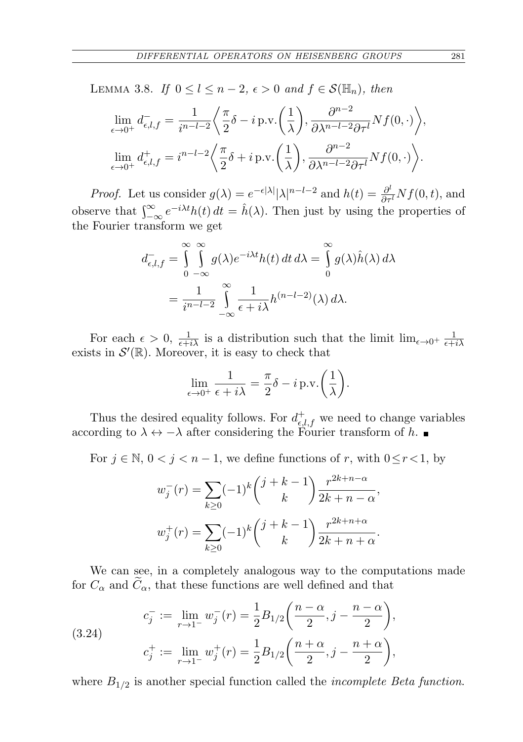LEMMA 3.8. *If $0 \le l \le n-2$, $\epsilon > 0$ and $f \in \mathcal{S}(\mathbb{H}_n)$, then*

$$\lim_{\epsilon\to 0^+} d^-_{\epsilon,l,f} = \frac{1}{i^{n-l-2}}\left\langle \frac{\pi}{2}\delta - i\,\mathrm{p.v.}\left(\frac{1}{\lambda}\right), \frac{\partial^{n-2}}{\partial\lambda^{n-l-2}\partial\tau^l} Nf(0,\cdot)\right\rangle,$$

$$\lim_{\epsilon\to 0^+} d^+_{\epsilon,l,f} = i^{n-l-2}\left\langle \frac{\pi}{2}\delta + i\,\mathrm{p.v.}\left(\frac{1}{\lambda}\right), \frac{\partial^{n-2}}{\partial\lambda^{n-l-2}\partial\tau^l} Nf(0,\cdot)\right\rangle.$$

*Proof.* Let us consider $g(\lambda) = e^{-\epsilon|\lambda|}|\lambda|^{n-l-2}$ and $h(t) = \frac{\partial^l}{\partial\tau^l}Nf(0,t)$, and observe that $\int_{-\infty}^{\infty} e^{-i\lambda t}h(t)\,dt = \hat{h}(\lambda)$. Then just by using the properties of the Fourier transform we get

$$\begin{aligned} d^-_{\epsilon,l,f} &= \int_0^\infty \int_{-\infty}^\infty g(\lambda)e^{-i\lambda t}h(t)\,dt\,d\lambda = \int_0^\infty g(\lambda)\hat{h}(\lambda)\,d\lambda \\ &= \frac{1}{i^{n-l-2}}\int_{-\infty}^{\infty} \frac{1}{\epsilon + i\lambda} h^{(n-l-2)}(\lambda)\,d\lambda. \end{aligned}$$

For each $\epsilon > 0$, $\frac{1}{\epsilon+i\lambda}$ is a distribution such that the limit $\lim_{\epsilon\to 0^+}\frac{1}{\epsilon+i\lambda}$ exists in $\mathcal{S}'(\mathbb{R})$. Moreover, it is easy to check that

$$\lim_{\epsilon\to 0^+}\frac{1}{\epsilon + i\lambda} = \frac{\pi}{2}\delta - i\,\mathrm{p.v.}\left(\frac{1}{\lambda}\right).$$

Thus the desired equality follows. For $d^+_{\epsilon,l,f}$ we need to change variables according to $\lambda \leftrightarrow -\lambda$ after considering the Fourier transform of $h$. ∎

For $j \in \mathbb{N}$, $0 < j < n-1$, we define functions of $r$, with $0 \le r < 1$, by

$$w_j^-(r) = \sum_{k\ge 0}(-1)^k\binom{j+k-1}{k}\frac{r^{2k+n-\alpha}}{2k+n-\alpha},$$

$$w_j^+(r) = \sum_{k\ge 0}(-1)^k\binom{j+k-1}{k}\frac{r^{2k+n+\alpha}}{2k+n+\alpha}.$$

We can see, in a completely analogous way to the computations made for $C_\alpha$ and $\widetilde{C}_\alpha$, that these functions are well defined and that

$$\begin{aligned} c_j^- &:= \lim_{r\to 1^-} w_j^-(r) = \frac{1}{2}B_{1/2}\left(\frac{n-\alpha}{2}, j - \frac{n-\alpha}{2}\right), \\ c_j^+ &:= \lim_{r\to 1^-} w_j^+(r) = \frac{1}{2}B_{1/2}\left(\frac{n+\alpha}{2}, j - \frac{n+\alpha}{2}\right), \end{aligned} \tag{3.24}$$

where $B_{1/2}$ is another special function called the *incomplete Beta function*.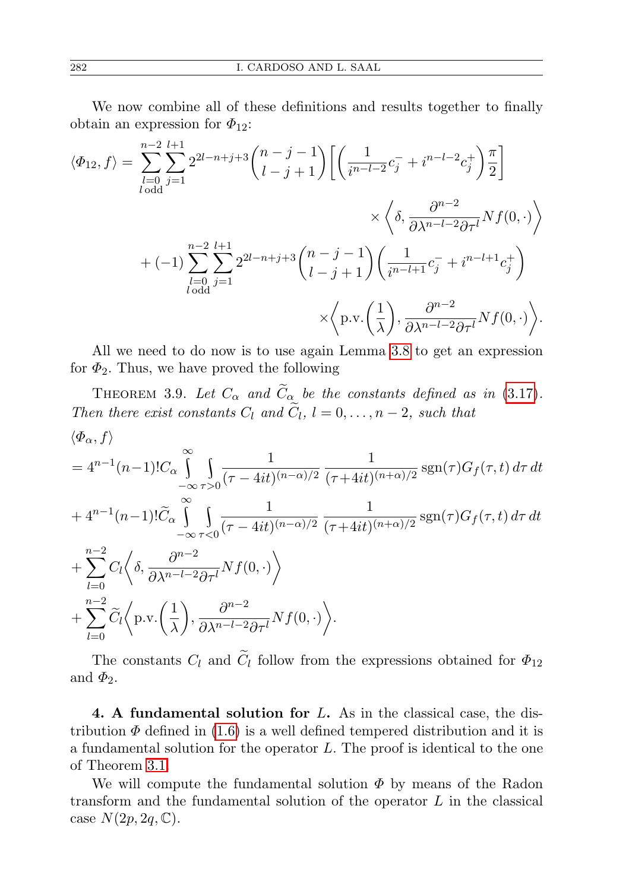We now combine all of these definitions and results together to finally obtain an expression for $\Phi_{12}$:

$$
\begin{aligned}
\langle \Phi_{12}, f\rangle = &\sum_{\substack{l=0\\ l\,\text{odd}}}^{n-2} \sum_{j=1}^{l+1} 2^{2l-n+j+3} \binom{n-j-1}{l-j+1} \left[ \left( \frac{1}{i^{n-l-2}} c_j^- + i^{n-l-2} c_j^+ \right) \frac{\pi}{2} \right] \\
&\qquad\qquad \times \left\langle \delta, \frac{\partial^{n-2}}{\partial \lambda^{n-l-2} \partial \tau^l} N f(0,\cdot) \right\rangle \\
&+ (-1) \sum_{\substack{l=0\\ l\,\text{odd}}}^{n-2} \sum_{j=1}^{l+1} 2^{2l-n+j+3} \binom{n-j-1}{l-j+1} \left( \frac{1}{i^{n-l+1}} c_j^- + i^{n-l+1} c_j^+ \right) \\
&\qquad\qquad \times \left\langle \text{p.v.}\left(\frac{1}{\lambda}\right), \frac{\partial^{n-2}}{\partial \lambda^{n-l-2} \partial \tau^l} N f(0,\cdot) \right\rangle.
\end{aligned}
$$

All we need to do now is to use again Lemma 3.8 to get an expression for $\Phi_2$. Thus, we have proved the following

THEOREM 3.9. *Let $C_\alpha$ and $\widetilde{C}_\alpha$ be the constants defined as in (3.17). Then there exist constants $C_l$ and $\widetilde{C}_l$, $l = 0, \dots, n-2$, such that*

$$
\begin{aligned}
&\langle \Phi_\alpha, f\rangle \\
&= 4^{n-1}(n-1)! C_\alpha \int_{-\infty}^{\infty} \int_{\tau>0} \frac{1}{(\tau - 4it)^{(n-\alpha)/2}} \, \frac{1}{(\tau + 4it)^{(n+\alpha)/2}} \operatorname{sgn}(\tau) G_f(\tau, t) \, d\tau \, dt \\
&+ 4^{n-1}(n-1)! \widetilde{C}_\alpha \int_{-\infty}^{\infty} \int_{\tau<0} \frac{1}{(\tau - 4it)^{(n-\alpha)/2}} \, \frac{1}{(\tau + 4it)^{(n+\alpha)/2}} \operatorname{sgn}(\tau) G_f(\tau, t) \, d\tau \, dt \\
&+ \sum_{l=0}^{n-2} C_l \left\langle \delta, \frac{\partial^{n-2}}{\partial \lambda^{n-l-2} \partial \tau^l} N f(0,\cdot) \right\rangle \\
&+ \sum_{l=0}^{n-2} \widetilde{C}_l \left\langle \text{p.v.}\left(\frac{1}{\lambda}\right), \frac{\partial^{n-2}}{\partial \lambda^{n-l-2} \partial \tau^l} N f(0,\cdot) \right\rangle.
\end{aligned}
$$

The constants $C_l$ and $\widetilde{C}_l$ follow from the expressions obtained for $\Phi_{12}$ and $\Phi_2$.

**4. A fundamental solution for $L$.** As in the classical case, the distribution $\Phi$ defined in (1.6) is a well defined tempered distribution and it is a fundamental solution for the operator $L$. The proof is identical to the one of Theorem 3.1.

We will compute the fundamental solution $\Phi$ by means of the Radon transform and the fundamental solution of the operator $L$ in the classical case $N(2p, 2q, \mathbb{C})$.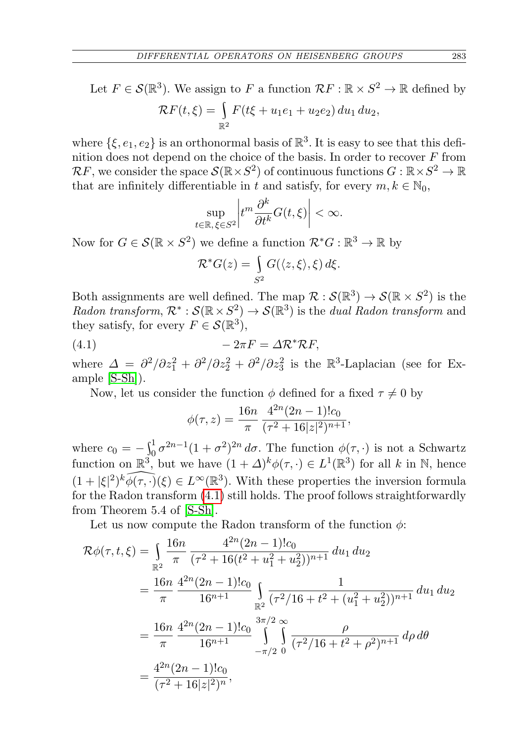Let $F \in \mathcal{S}(\mathbb{R}^3)$. We assign to $F$ a function $\mathcal{R}F : \mathbb{R} \times S^2 \to \mathbb{R}$ defined by

$$\mathcal{R}F(t,\xi) = \int_{\mathbb{R}^2} F(t\xi + u_1 e_1 + u_2 e_2)\, du_1\, du_2,$$

where $\{\xi, e_1, e_2\}$ is an orthonormal basis of $\mathbb{R}^3$. It is easy to see that this definition does not depend on the choice of the basis. In order to recover $F$ from $\mathcal{R}F$, we consider the space $\mathcal{S}(\mathbb{R}\times S^2)$ of continuous functions $G : \mathbb{R}\times S^2 \to \mathbb{R}$ that are infinitely differentiable in $t$ and satisfy, for every $m, k \in \mathbb{N}_0$,

$$\sup_{t\in\mathbb{R},\, \xi\in S^2} \left| t^m \frac{\partial^k}{\partial t^k} G(t,\xi) \right| < \infty.$$

Now for $G \in \mathcal{S}(\mathbb{R}\times S^2)$ we define a function $\mathcal{R}^*G : \mathbb{R}^3 \to \mathbb{R}$ by

$$\mathcal{R}^*G(z) = \int_{S^2} G(\langle z, \xi\rangle, \xi)\, d\xi.$$

Both assignments are well defined. The map $\mathcal{R} : \mathcal{S}(\mathbb{R}^3) \to \mathcal{S}(\mathbb{R}\times S^2)$ is the *Radon transform*, $\mathcal{R}^* : \mathcal{S}(\mathbb{R}\times S^2) \to \mathcal{S}(\mathbb{R}^3)$ is the *dual Radon transform* and they satisfy, for every $F \in \mathcal{S}(\mathbb{R}^3)$,

$$-2\pi F = \Delta \mathcal{R}^*\mathcal{R}F, \tag{4.1}$$

where $\Delta = \partial^2/\partial z_1^2 + \partial^2/\partial z_2^2 + \partial^2/\partial z_3^2$ is the $\mathbb{R}^3$-Laplacian (see for Example [S-Sh]).

Now, let us consider the function $\phi$ defined for a fixed $\tau \neq 0$ by

$$\phi(\tau, z) = \frac{16n}{\pi} \frac{4^{2n}(2n-1)!c_0}{(\tau^2 + 16|z|^2)^{n+1}},$$

where $c_0 = -\int_0^1 \sigma^{2n-1}(1+\sigma^2)^{2n}\, d\sigma$. The function $\phi(\tau,\cdot)$ is not a Schwartz function on $\mathbb{R}^3$, but we have $(1+\Delta)^k \phi(\tau,\cdot) \in L^1(\mathbb{R}^3)$ for all $k$ in $\mathbb{N}$, hence $(1+|\xi|^2)^k \widehat{\phi(\tau,\cdot)}(\xi) \in L^\infty(\mathbb{R}^3)$. With these properties the inversion formula for the Radon transform (4.1) still holds. The proof follows straightforwardly from Theorem 5.4 of [S-Sh].

Let us now compute the Radon transform of the function $\phi$:

$$\begin{aligned}
\mathcal{R}\phi(\tau, t, \xi) &= \int_{\mathbb{R}^2} \frac{16n}{\pi} \frac{4^{2n}(2n-1)!c_0}{(\tau^2 + 16(t^2 + u_1^2 + u_2^2))^{n+1}}\, du_1\, du_2 \\
&= \frac{16n}{\pi} \frac{4^{2n}(2n-1)!c_0}{16^{n+1}} \int_{\mathbb{R}^2} \frac{1}{(\tau^2/16 + t^2 + (u_1^2+u_2^2))^{n+1}}\, du_1\, du_2 \\
&= \frac{16n}{\pi} \frac{4^{2n}(2n-1)!c_0}{16^{n+1}} \int_{-\pi/2}^{3\pi/2} \int_0^\infty \frac{\rho}{(\tau^2/16 + t^2 + \rho^2)^{n+1}}\, d\rho\, d\theta \\
&= \frac{4^{2n}(2n-1)!c_0}{(\tau^2 + 16|z|^2)^n},
\end{aligned}$$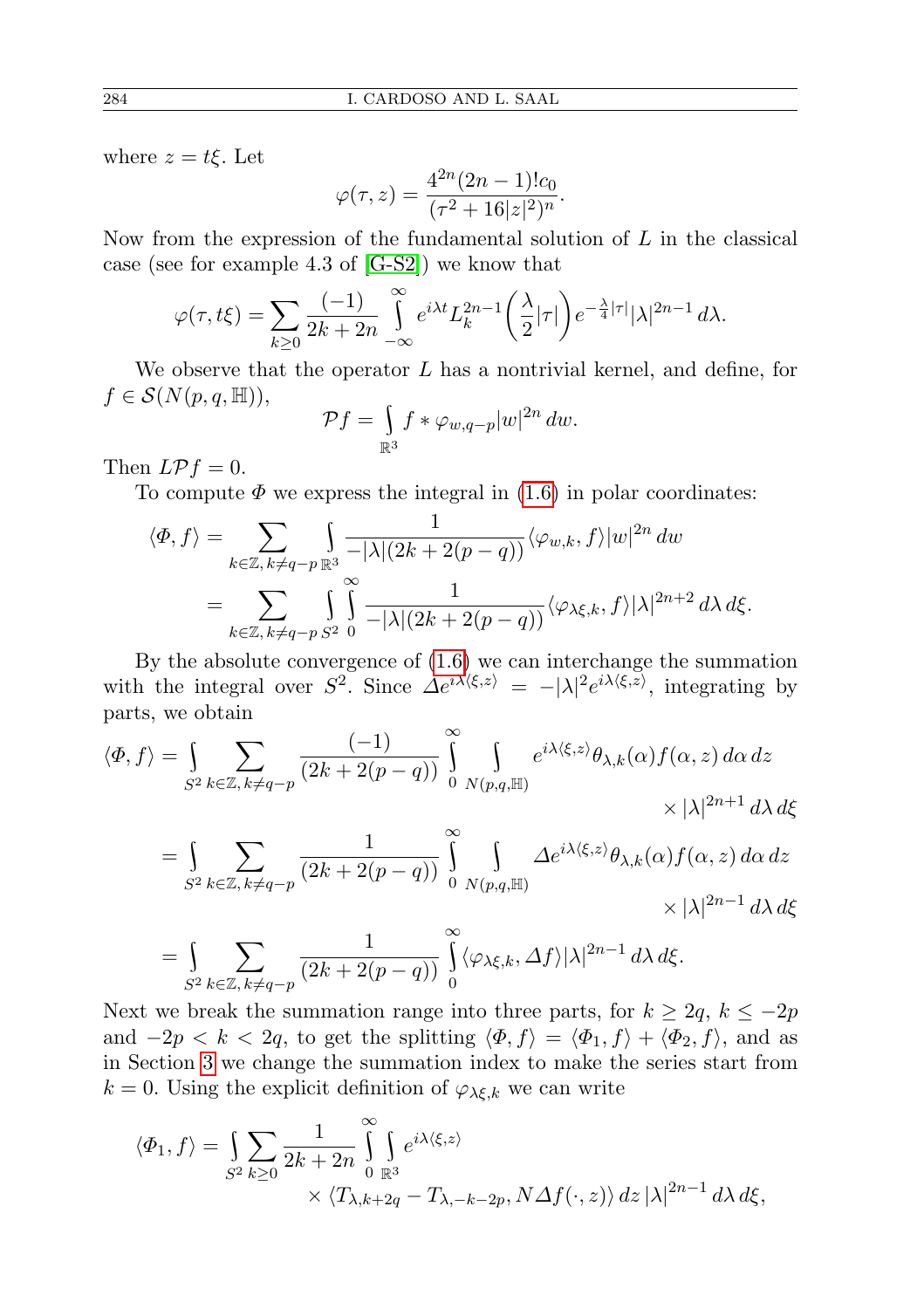where $z = t\xi$. Let

$$\varphi(\tau, z) = \frac{4^{2n}(2n-1)!c_0}{(\tau^2 + 16|z|^2)^n}.$$

Now from the expression of the fundamental solution of $L$ in the classical case (see for example 4.3 of [G-S2]) we know that

$$\varphi(\tau, t\xi) = \sum_{k\geq 0} \frac{(-1)}{2k+2n} \int_{-\infty}^{\infty} e^{i\lambda t} L_k^{2n-1}\left(\frac{\lambda}{2}|\tau|\right) e^{-\frac{\lambda}{4}|\tau|} |\lambda|^{2n-1}\, d\lambda.$$

We observe that the operator $L$ has a nontrivial kernel, and define, for $f \in \mathcal{S}(N(p,q,\mathbb{H}))$,

$$\mathcal{P}f = \int_{\mathbb{R}^3} f * \varphi_{w,q-p} |w|^{2n}\, dw.$$

Then $L\mathcal{P}f = 0$.

To compute $\Phi$ we express the integral in (1.6) in polar coordinates:

$$\begin{aligned}
\langle \Phi, f\rangle &= \sum_{k\in\mathbb{Z},\, k\neq q-p} \int_{\mathbb{R}^3} \frac{1}{-|\lambda|(2k+2(p-q))} \langle \varphi_{w,k}, f\rangle |w|^{2n}\, dw \\
&= \sum_{k\in\mathbb{Z},\, k\neq q-p} \int_{S^2} \int_0^{\infty} \frac{1}{-|\lambda|(2k+2(p-q))} \langle \varphi_{\lambda\xi,k}, f\rangle |\lambda|^{2n+2}\, d\lambda\, d\xi.
\end{aligned}$$

By the absolute convergence of (1.6) we can interchange the summation with the integral over $S^2$. Since $\Delta e^{i\lambda\langle\xi,z\rangle} = -|\lambda|^2 e^{i\lambda\langle\xi,z\rangle}$, integrating by parts, we obtain

$$\begin{aligned}
\langle \Phi, f\rangle &= \int_{S^2} \sum_{k\in\mathbb{Z},\, k\neq q-p} \frac{(-1)}{(2k+2(p-q))} \int_0^{\infty} \int_{N(p,q,\mathbb{H})} e^{i\lambda\langle\xi,z\rangle} \theta_{\lambda,k}(\alpha) f(\alpha,z)\, d\alpha\, dz \\
&\qquad\qquad \times |\lambda|^{2n+1}\, d\lambda\, d\xi \\
&= \int_{S^2} \sum_{k\in\mathbb{Z},\, k\neq q-p} \frac{1}{(2k+2(p-q))} \int_0^{\infty} \int_{N(p,q,\mathbb{H})} \Delta e^{i\lambda\langle\xi,z\rangle} \theta_{\lambda,k}(\alpha) f(\alpha,z)\, d\alpha\, dz \\
&\qquad\qquad \times |\lambda|^{2n-1}\, d\lambda\, d\xi \\
&= \int_{S^2} \sum_{k\in\mathbb{Z},\, k\neq q-p} \frac{1}{(2k+2(p-q))} \int_0^{\infty} \langle \varphi_{\lambda\xi,k}, \Delta f\rangle |\lambda|^{2n-1}\, d\lambda\, d\xi.
\end{aligned}$$

Next we break the summation range into three parts, for $k \geq 2q$, $k \leq -2p$ and $-2p < k < 2q$, to get the splitting $\langle \Phi, f\rangle = \langle \Phi_1, f\rangle + \langle \Phi_2, f\rangle$, and as in Section 3 we change the summation index to make the series start from $k = 0$. Using the explicit definition of $\varphi_{\lambda\xi,k}$ we can write

$$\begin{aligned}
\langle \Phi_1, f\rangle = \int_{S^2} \sum_{k\geq 0} \frac{1}{2k+2n} \int_0^{\infty} \int_{\mathbb{R}^3} & e^{i\lambda\langle\xi,z\rangle} \\
& \times \langle T_{\lambda,k+2q} - T_{\lambda,-k-2p}, N\Delta f(\cdot,z)\rangle\, dz\, |\lambda|^{2n-1}\, d\lambda\, d\xi,
\end{aligned}$$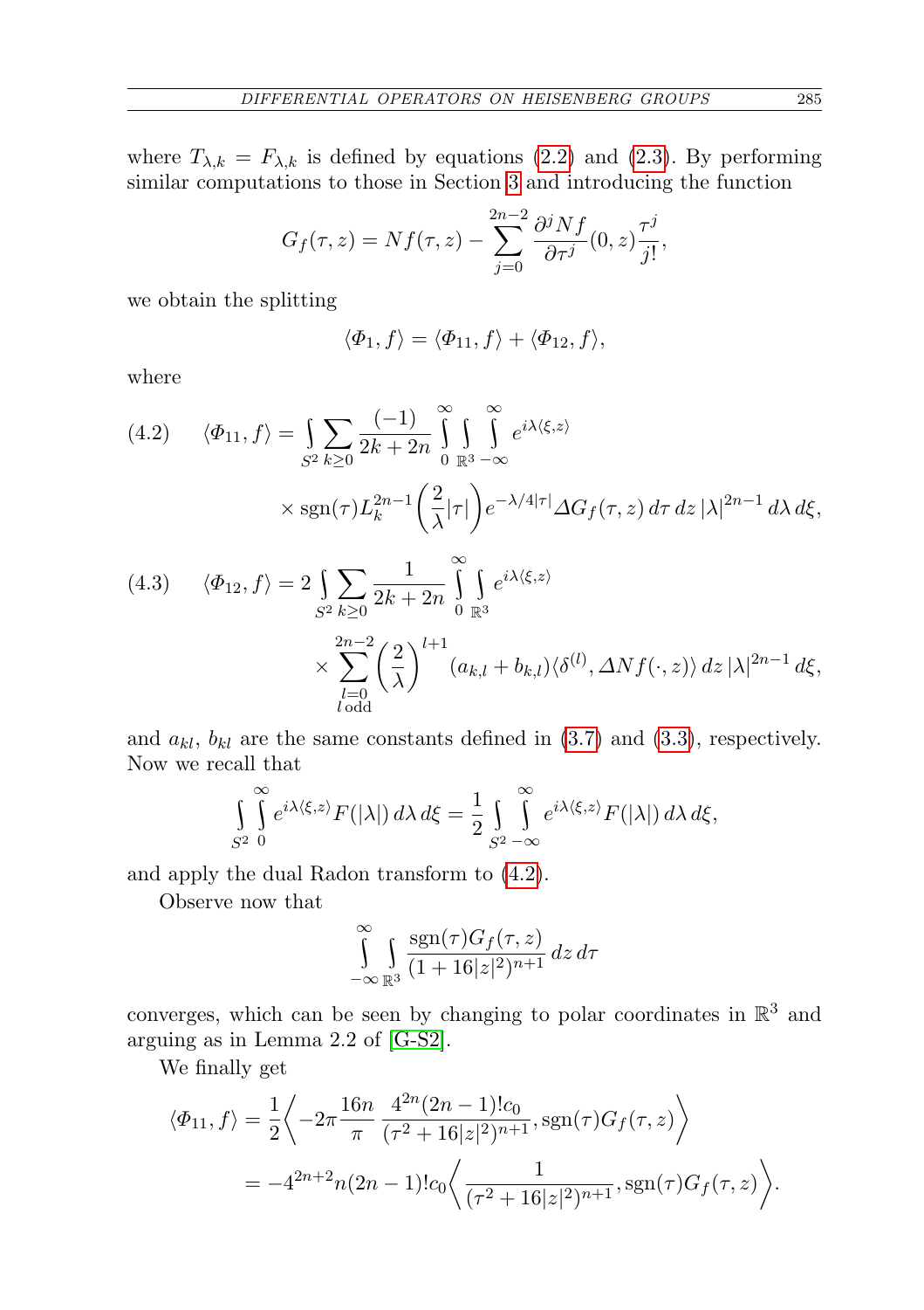where $T_{\lambda,k} = F_{\lambda,k}$ is defined by equations (2.2) and (2.3). By performing similar computations to those in Section 3 and introducing the function

$$G_f(\tau, z) = Nf(\tau, z) - \sum_{j=0}^{2n-2} \frac{\partial^j Nf}{\partial \tau^j}(0, z)\frac{\tau^j}{j!},$$

we obtain the splitting

$$\langle \Phi_1, f\rangle = \langle \Phi_{11}, f\rangle + \langle \Phi_{12}, f\rangle,$$

where

$$\begin{aligned}(4.2)\qquad \langle \Phi_{11}, f\rangle = \int_{S^2} \sum_{k\geq 0} \frac{(-1)}{2k+2n} \int_0^\infty \int_{\mathbb{R}^3} \int_{-\infty}^{\infty} e^{i\lambda\langle \xi, z\rangle} \\ \times \operatorname{sgn}(\tau) L_k^{2n-1}\bigg(\frac{2}{\lambda}|\tau|\bigg) e^{-\lambda/4|\tau|} \Delta G_f(\tau, z)\, d\tau\, dz\, |\lambda|^{2n-1}\, d\lambda\, d\xi,\end{aligned}$$

$$\begin{aligned}(4.3)\qquad \langle \Phi_{12}, f\rangle = 2\int_{S^2} \sum_{k\geq 0} \frac{1}{2k+2n} \int_0^\infty \int_{\mathbb{R}^3} e^{i\lambda\langle \xi, z\rangle} \\ \times \sum_{\substack{l=0\\ l\,\mathrm{odd}}}^{2n-2} \bigg(\frac{2}{\lambda}\bigg)^{l+1} (a_{k,l} + b_{k,l}) \langle \delta^{(l)}, \Delta Nf(\cdot, z)\rangle\, dz\, |\lambda|^{2n-1}\, d\xi,\end{aligned}$$

and $a_{kl}$, $b_{kl}$ are the same constants defined in (3.7) and (3.3), respectively. Now we recall that

$$\int_{S^2} \int_0^\infty e^{i\lambda\langle \xi, z\rangle} F(|\lambda|)\, d\lambda\, d\xi = \frac{1}{2} \int_{S^2} \int_{-\infty}^{\infty} e^{i\lambda\langle \xi, z\rangle} F(|\lambda|)\, d\lambda\, d\xi,$$

and apply the dual Radon transform to (4.2).

Observe now that

$$\int_{-\infty}^{\infty} \int_{\mathbb{R}^3} \frac{\operatorname{sgn}(\tau) G_f(\tau, z)}{(1+16|z|^2)^{n+1}}\, dz\, d\tau$$

converges, which can be seen by changing to polar coordinates in $\mathbb{R}^3$ and arguing as in Lemma 2.2 of [G-S2].

We finally get

$$\begin{aligned}\langle \Phi_{11}, f\rangle &= \frac{1}{2}\bigg\langle -2\pi \frac{16n}{\pi}\, \frac{4^{2n}(2n-1)!c_0}{(\tau^2+16|z|^2)^{n+1}}, \operatorname{sgn}(\tau) G_f(\tau, z)\bigg\rangle \\ &= -4^{2n+2} n(2n-1)!c_0 \bigg\langle \frac{1}{(\tau^2+16|z|^2)^{n+1}}, \operatorname{sgn}(\tau) G_f(\tau, z)\bigg\rangle.\end{aligned}$$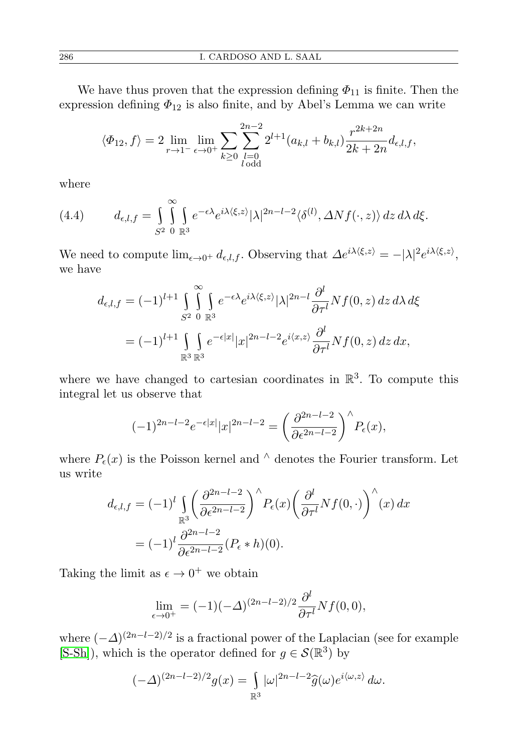We have thus proven that the expression defining $\Phi_{11}$ is finite. Then the expression defining $\Phi_{12}$ is also finite, and by Abel's Lemma we can write

$$\langle \Phi_{12}, f\rangle = 2 \lim_{r\to 1^-} \lim_{\epsilon\to 0^+} \sum_{k\geq 0} \sum_{\substack{l=0\\ l \text{ odd}}}^{2n-2} 2^{l+1}(a_{k,l}+b_{k,l})\frac{r^{2k+2n}}{2k+2n} d_{\epsilon,l,f},$$

where

$$d_{\epsilon,l,f} = \int_{S^2}\int_0^\infty \int_{\mathbb{R}^3} e^{-\epsilon\lambda} e^{i\lambda\langle \xi, z\rangle} |\lambda|^{2n-l-2} \langle \delta^{(l)}, \Delta N f(\cdot, z)\rangle \, dz\, d\lambda\, d\xi. \tag{4.4}$$

We need to compute $\lim_{\epsilon\to 0^+} d_{\epsilon,l,f}$. Observing that $\Delta e^{i\lambda\langle\xi,z\rangle} = -|\lambda|^2 e^{i\lambda\langle \xi,z\rangle}$, we have

$$\begin{aligned}
d_{\epsilon,l,f} &= (-1)^{l+1} \int_{S^2}\int_0^\infty\int_{\mathbb{R}^3} e^{-\epsilon\lambda} e^{i\lambda\langle\xi,z\rangle}|\lambda|^{2n-l} \frac{\partial^l}{\partial \tau^l} Nf(0,z)\, dz\, d\lambda\, d\xi \\
&= (-1)^{l+1} \int_{\mathbb{R}^3}\int_{\mathbb{R}^3} e^{-\epsilon|x|}|x|^{2n-l-2} e^{i\langle x,z\rangle} \frac{\partial^l}{\partial\tau^l} Nf(0,z)\, dz\, dx,
\end{aligned}$$

where we have changed to cartesian coordinates in $\mathbb{R}^3$. To compute this integral let us observe that

$$(-1)^{2n-l-2} e^{-\epsilon|x|}|x|^{2n-l-2} = \left(\frac{\partial^{2n-l-2}}{\partial\epsilon^{2n-l-2}}\right)^{\wedge} P_\epsilon(x),$$

where $P_\epsilon(x)$ is the Poisson kernel and $^\wedge$ denotes the Fourier transform. Let us write

$$\begin{aligned}
d_{\epsilon,l,f} &= (-1)^l \int_{\mathbb{R}^3} \left(\frac{\partial^{2n-l-2}}{\partial\epsilon^{2n-l-2}}\right)^{\wedge} P_\epsilon(x) \left(\frac{\partial^l}{\partial\tau^l} Nf(0,\cdot)\right)^{\wedge}(x)\, dx \\
&= (-1)^l \frac{\partial^{2n-l-2}}{\partial\epsilon^{2n-l-2}} (P_\epsilon * h)(0).
\end{aligned}$$

Taking the limit as $\epsilon \to 0^+$ we obtain

$$\lim_{\epsilon\to 0^+} = (-1)(-\Delta)^{(2n-l-2)/2} \frac{\partial^l}{\partial\tau^l} Nf(0,0),$$

where $(-\Delta)^{(2n-l-2)/2}$ is a fractional power of the Laplacian (see for example [S-Sh]), which is the operator defined for $g\in \mathcal{S}(\mathbb{R}^3)$ by

$$(-\Delta)^{(2n-l-2)/2} g(x) = \int_{\mathbb{R}^3} |\omega|^{2n-l-2} \widehat{g}(\omega) e^{i\langle\omega,z\rangle}\, d\omega.$$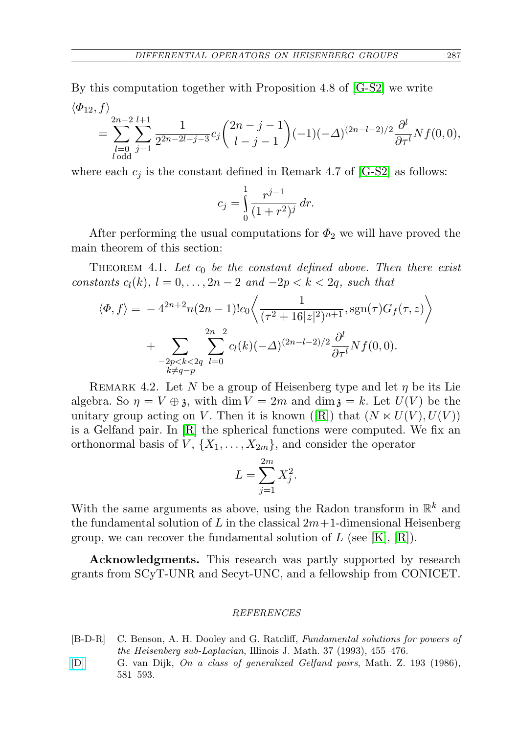By this computation together with Proposition 4.8 of [G-S2] we write

$$\langle \Phi_{12}, f\rangle = \sum_{\substack{l=0\\ l\,\mathrm{odd}}}^{2n-2} \sum_{j=1}^{l+1} \frac{1}{2^{2n-2l-j-3}} c_j \binom{2n-j-1}{l-j-1} (-1)(-\Delta)^{(2n-l-2)/2} \frac{\partial^l}{\partial \tau^l} Nf(0,0),$$

where each $c_j$ is the constant defined in Remark 4.7 of [G-S2] as follows:

$$c_j = \int_0^1 \frac{r^{j-1}}{(1+r^2)^j}\, dr.$$

After performing the usual computations for $\Phi_2$ we will have proved the main theorem of this section:

THEOREM 4.1. *Let $c_0$ be the constant defined above. Then there exist constants $c_l(k)$, $l = 0, \ldots, 2n-2$ and $-2p < k < 2q$, such that*

$$\langle \Phi, f\rangle = -4^{2n+2} n(2n-1)! c_0 \left\langle \frac{1}{(\tau^2 + 16|z|^2)^{n+1}}, \operatorname{sgn}(\tau) G_f(\tau, z)\right\rangle + \sum_{\substack{-2p<k<2q\\ k\neq q-p}} \sum_{l=0}^{2n-2} c_l(k) (-\Delta)^{(2n-l-2)/2} \frac{\partial^l}{\partial \tau^l} Nf(0,0).$$

REMARK 4.2. Let $N$ be a group of Heisenberg type and let $\eta$ be its Lie algebra. So $\eta = V \oplus \mathfrak{z}$, with $\dim V = 2m$ and $\dim \mathfrak{z} = k$. Let $U(V)$ be the unitary group acting on $V$. Then it is known ([R]) that $(N \ltimes U(V), U(V))$ is a Gelfand pair. In [R] the spherical functions were computed. We fix an orthonormal basis of $V$, $\{X_1, \ldots, X_{2m}\}$, and consider the operator

$$L = \sum_{j=1}^{2m} X_j^2.$$

With the same arguments as above, using the Radon transform in $\mathbb{R}^k$ and the fundamental solution of $L$ in the classical $2m+1$-dimensional Heisenberg group, we can recover the fundamental solution of $L$ (see [K], [R]).

**Acknowledgments.** This research was partly supported by research grants from SCyT-UNR and Secyt-UNC, and a fellowship from CONICET.

## REFERENCES

[B-D-R] C. Benson, A. H. Dooley and G. Ratcliff, *Fundamental solutions for powers of the Heisenberg sub-Laplacian*, Illinois J. Math. 37 (1993), 455–476.

[D] G. van Dijk, *On a class of generalized Gelfand pairs*, Math. Z. 193 (1986), 581–593.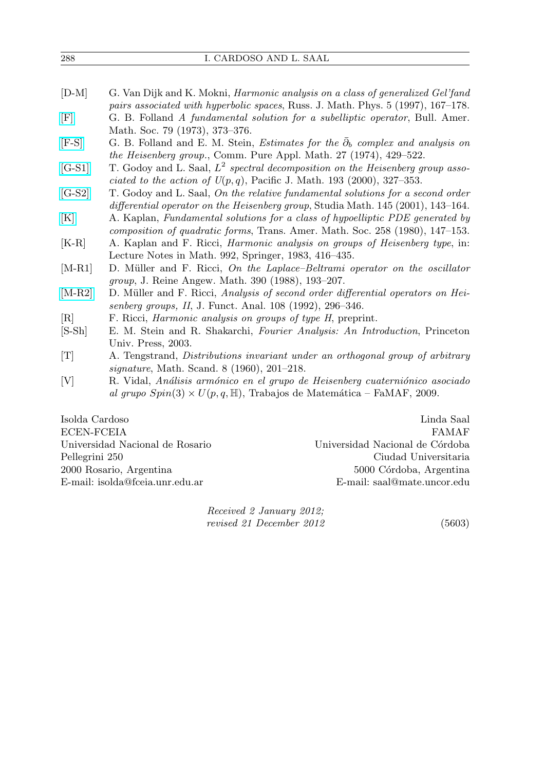[D-M] G. Van Dijk and K. Mokni, *Harmonic analysis on a class of generalized Gel'fand pairs associated with hyperbolic spaces*, Russ. J. Math. Phys. 5 (1997), 167–178.

[F] G. B. Folland *A fundamental solution for a subelliptic operator*, Bull. Amer. Math. Soc. 79 (1973), 373–376.

[F-S] G. B. Folland and E. M. Stein, *Estimates for the $\bar{\partial}_b$ complex and analysis on the Heisenberg group.*, Comm. Pure Appl. Math. 27 (1974), 429–522.

[G-S1] T. Godoy and L. Saal, *$L^2$ spectral decomposition on the Heisenberg group associated to the action of $U(p, q)$*, Pacific J. Math. 193 (2000), 327–353.

[G-S2] T. Godoy and L. Saal, *On the relative fundamental solutions for a second order differential operator on the Heisenberg group*, Studia Math. 145 (2001), 143–164.

[K] A. Kaplan, *Fundamental solutions for a class of hypoelliptic PDE generated by composition of quadratic forms*, Trans. Amer. Math. Soc. 258 (1980), 147–153.

[K-R] A. Kaplan and F. Ricci, *Harmonic analysis on groups of Heisenberg type*, in: Lecture Notes in Math. 992, Springer, 1983, 416–435.

[M-R1] D. Müller and F. Ricci, *On the Laplace–Beltrami operator on the oscillator group*, J. Reine Angew. Math. 390 (1988), 193–207.

[M-R2] D. Müller and F. Ricci, *Analysis of second order differential operators on Heisenberg groups, II*, J. Funct. Anal. 108 (1992), 296–346.

[R] F. Ricci, *Harmonic analysis on groups of type H*, preprint.

[S-Sh] E. M. Stein and R. Shakarchi, *Fourier Analysis: An Introduction*, Princeton Univ. Press, 2003.

[T] A. Tengstrand, *Distributions invariant under an orthogonal group of arbitrary signature*, Math. Scand. 8 (1960), 201–218.

[V] R. Vidal, *Análisis armónico en el grupo de Heisenberg cuaterniónico asociado al grupo $Spin(3) \times U(p, q, \mathbb{H})$*, Trabajos de Matemática – FaMAF, 2009.

Isolda Cardoso
ECEN-FCEIA
Universidad Nacional de Rosario
Pellegrini 250
2000 Rosario, Argentina
E-mail: isolda@fceia.unr.edu.ar

Linda Saal
FAMAF
Universidad Nacional de Córdoba
Ciudad Universitaria
5000 Córdoba, Argentina
E-mail: saal@mate.uncor.edu

*Received 2 January 2012;*
*revised 21 December 2012* (5603)